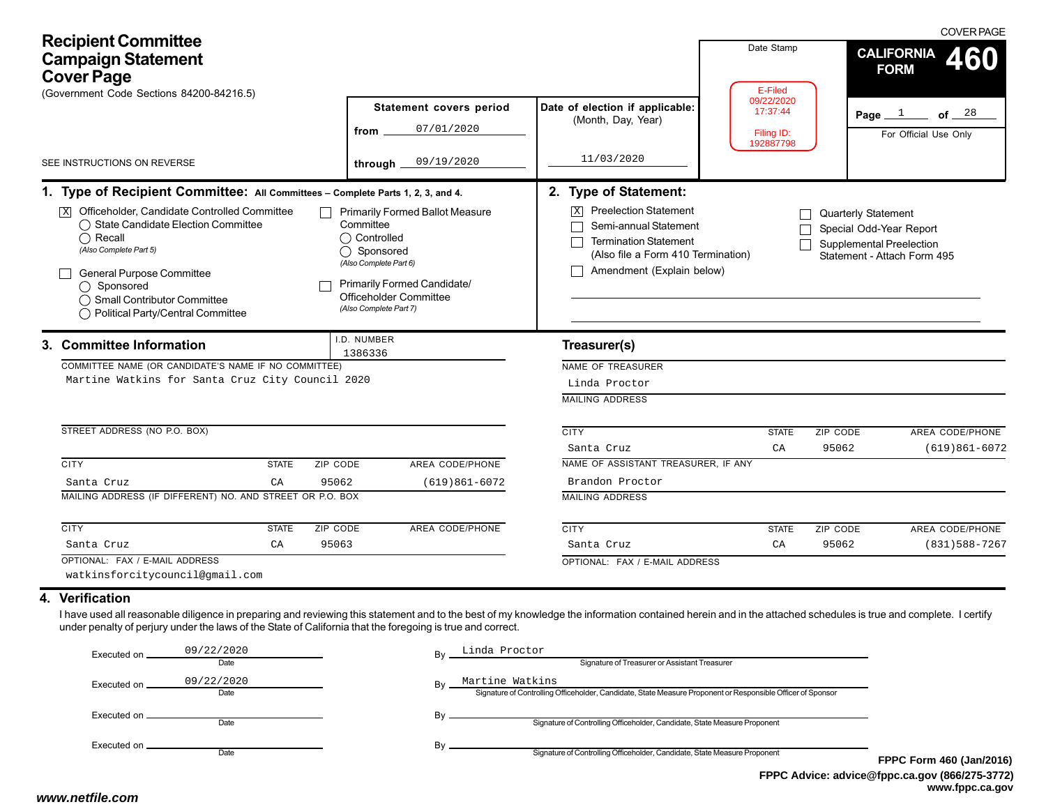# Recipient Committee Campaign Statement Cover Page

(Government Code Sections 84200-84216.5)

COVER PAGE

**CALIFORNIA FORM 460**

Date Stamp

E-Filed
09/22/2020
17:37:44

Filing ID:
192887798

Page 1 of 28

For Official Use Only

SEE INSTRUCTIONS ON REVERSE

**Statement covers period**

from 07/01/2020

through 09/19/2020

**Date of election if applicable:**
(Month, Day, Year)

11/03/2020

## 1. Type of Recipient Committee: All Committees – Complete Parts 1, 2, 3, and 4.

- [X] Officeholder, Candidate Controlled Committee
  - ◯ State Candidate Election Committee
  - ◯ Recall
  - *(Also Complete Part 5)*
- [ ] General Purpose Committee
  - ◯ Sponsored
  - ◯ Small Contributor Committee
  - ◯ Political Party/Central Committee
- [ ] Primarily Formed Ballot Measure Committee
  - ◯ Controlled
  - ◯ Sponsored
  - *(Also Complete Part 6)*
- [ ] Primarily Formed Candidate/ Officeholder Committee
  - *(Also Complete Part 7)*

## 2. Type of Statement:

- [X] Preelection Statement
- [ ] Semi-annual Statement
- [ ] Termination Statement (Also file a Form 410 Termination)
- [ ] Amendment (Explain below)
- [ ] Quarterly Statement
- [ ] Special Odd-Year Report
- [ ] Supplemental Preelection Statement - Attach Form 495

## 3. Committee Information

I.D. NUMBER: 1386336

COMMITTEE NAME (OR CANDIDATE'S NAME IF NO COMMITTEE)
Martine Watkins for Santa Cruz City Council 2020

STREET ADDRESS (NO P.O. BOX)

| CITY | STATE | ZIP CODE | AREA CODE/PHONE |
|---|---|---|---|
| Santa Cruz | CA | 95062 | (619)861-6072 |

MAILING ADDRESS (IF DIFFERENT) NO. AND STREET OR P.O. BOX

| CITY | STATE | ZIP CODE | AREA CODE/PHONE |
|---|---|---|---|
| Santa Cruz | CA | 95063 | |

OPTIONAL: FAX / E-MAIL ADDRESS
watkinsforcitycouncil@gmail.com

### Treasurer(s)

NAME OF TREASURER
Linda Proctor

MAILING ADDRESS

| CITY | STATE | ZIP CODE | AREA CODE/PHONE |
|---|---|---|---|
| Santa Cruz | CA | 95062 | (619)861-6072 |

NAME OF ASSISTANT TREASURER, IF ANY
Brandon Proctor

MAILING ADDRESS

| CITY | STATE | ZIP CODE | AREA CODE/PHONE |
|---|---|---|---|
| Santa Cruz | CA | 95062 | (831)588-7267 |

OPTIONAL: FAX / E-MAIL ADDRESS

## 4. Verification

I have used all reasonable diligence in preparing and reviewing this statement and to the best of my knowledge the information contained herein and in the attached schedules is true and complete. I certify under penalty of perjury under the laws of the State of California that the foregoing is true and correct.

Executed on 09/22/2020 (Date) By Linda Proctor (Signature of Treasurer or Assistant Treasurer)

Executed on 09/22/2020 (Date) By Martine Watkins (Signature of Controlling Officeholder, Candidate, State Measure Proponent or Responsible Officer of Sponsor)

Executed on ________ (Date) By ________ (Signature of Controlling Officeholder, Candidate, State Measure Proponent)

Executed on ________ (Date) By ________ (Signature of Controlling Officeholder, Candidate, State Measure Proponent)

FPPC Form 460 (Jan/2016)
FPPC Advice: advice@fppc.ca.gov (866/275-3772)
www.fppc.ca.gov

www.netfile.com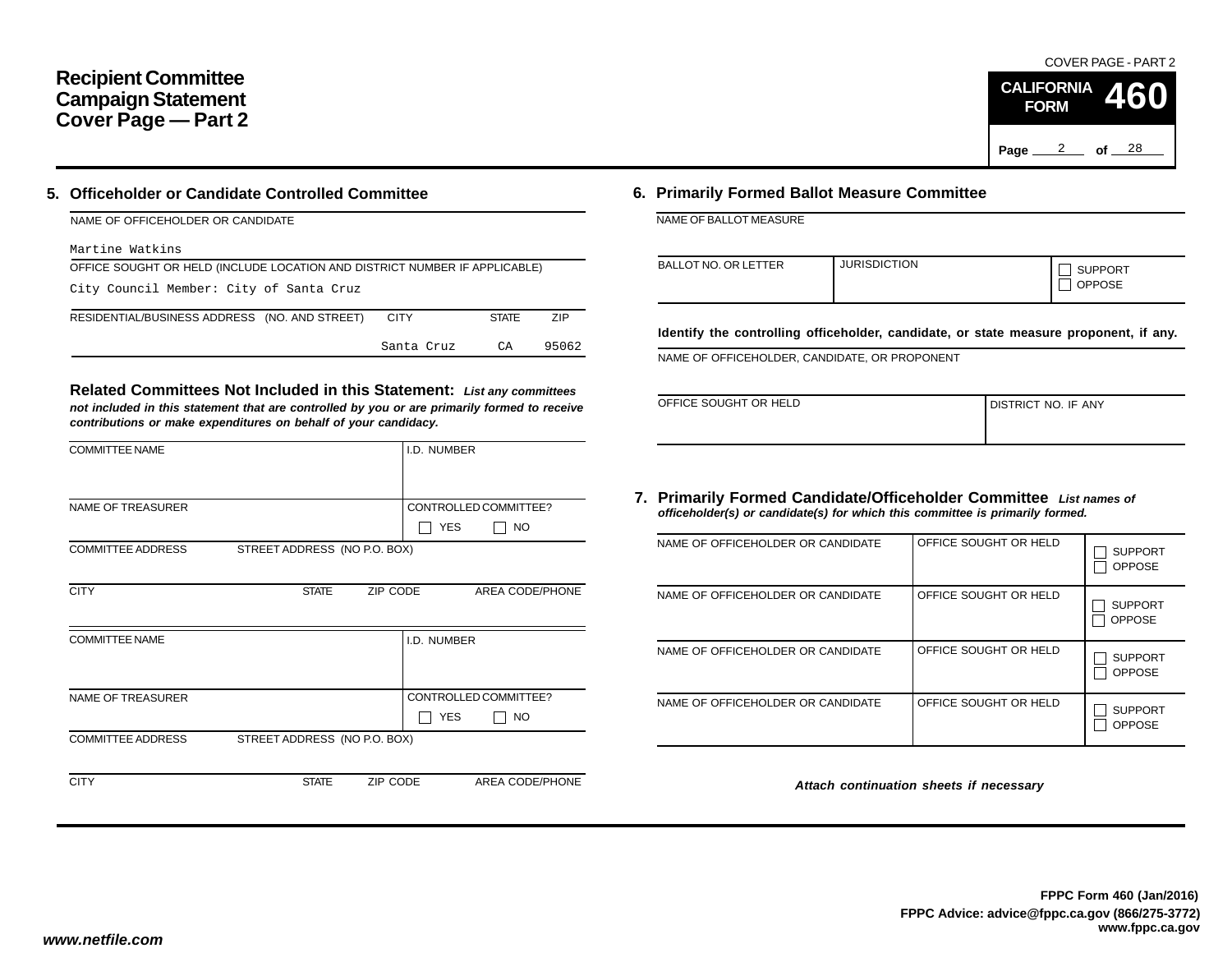# Recipient Committee Campaign Statement Cover Page — Part 2

COVER PAGE - PART 2

**CALIFORNIA FORM 460**

## 5. Officeholder or Candidate Controlled Committee

NAME OF OFFICEHOLDER OR CANDIDATE

Martine Watkins

OFFICE SOUGHT OR HELD (INCLUDE LOCATION AND DISTRICT NUMBER IF APPLICABLE)

City Council Member: City of Santa Cruz

| RESIDENTIAL/BUSINESS ADDRESS (NO. AND STREET) | CITY | STATE | ZIP |
|---|---|---|---|
| | Santa Cruz | CA | 95062 |

### Related Committees Not Included in this Statement:

*List any committees not included in this statement that are controlled by you or are primarily formed to receive contributions or make expenditures on behalf of your candidacy.*

| COMMITTEE NAME | | | I.D. NUMBER |
|---|---|---|---|
| NAME OF TREASURER | | | CONTROLLED COMMITTEE? ☐ YES ☐ NO |
| COMMITTEE ADDRESS | STREET ADDRESS (NO P.O. BOX) | | |
| CITY | STATE | ZIP CODE | AREA CODE/PHONE |

| COMMITTEE NAME | | | I.D. NUMBER |
|---|---|---|---|
| NAME OF TREASURER | | | CONTROLLED COMMITTEE? ☐ YES ☐ NO |
| COMMITTEE ADDRESS | STREET ADDRESS (NO P.O. BOX) | | |
| CITY | STATE | ZIP CODE | AREA CODE/PHONE |

## 6. Primarily Formed Ballot Measure Committee

NAME OF BALLOT MEASURE

| BALLOT NO. OR LETTER | JURISDICTION | ☐ SUPPORT ☐ OPPOSE |
|---|---|---|

**Identify the controlling officeholder, candidate, or state measure proponent, if any.**

NAME OF OFFICEHOLDER, CANDIDATE, OR PROPONENT

| OFFICE SOUGHT OR HELD | DISTRICT NO. IF ANY |
|---|---|

## 7. Primarily Formed Candidate/Officeholder Committee

*List names of officeholder(s) or candidate(s) for which this committee is primarily formed.*

| NAME OF OFFICEHOLDER OR CANDIDATE | OFFICE SOUGHT OR HELD | SUPPORT / OPPOSE |
|---|---|---|
| | | ☐ SUPPORT ☐ OPPOSE |
| | | ☐ SUPPORT ☐ OPPOSE |
| | | ☐ SUPPORT ☐ OPPOSE |
| | | ☐ SUPPORT ☐ OPPOSE |

*Attach continuation sheets if necessary*

**FPPC Form 460 (Jan/2016)**
**FPPC Advice: advice@fppc.ca.gov (866/275-3772)**
**www.fppc.ca.gov**

*www.netfile.com*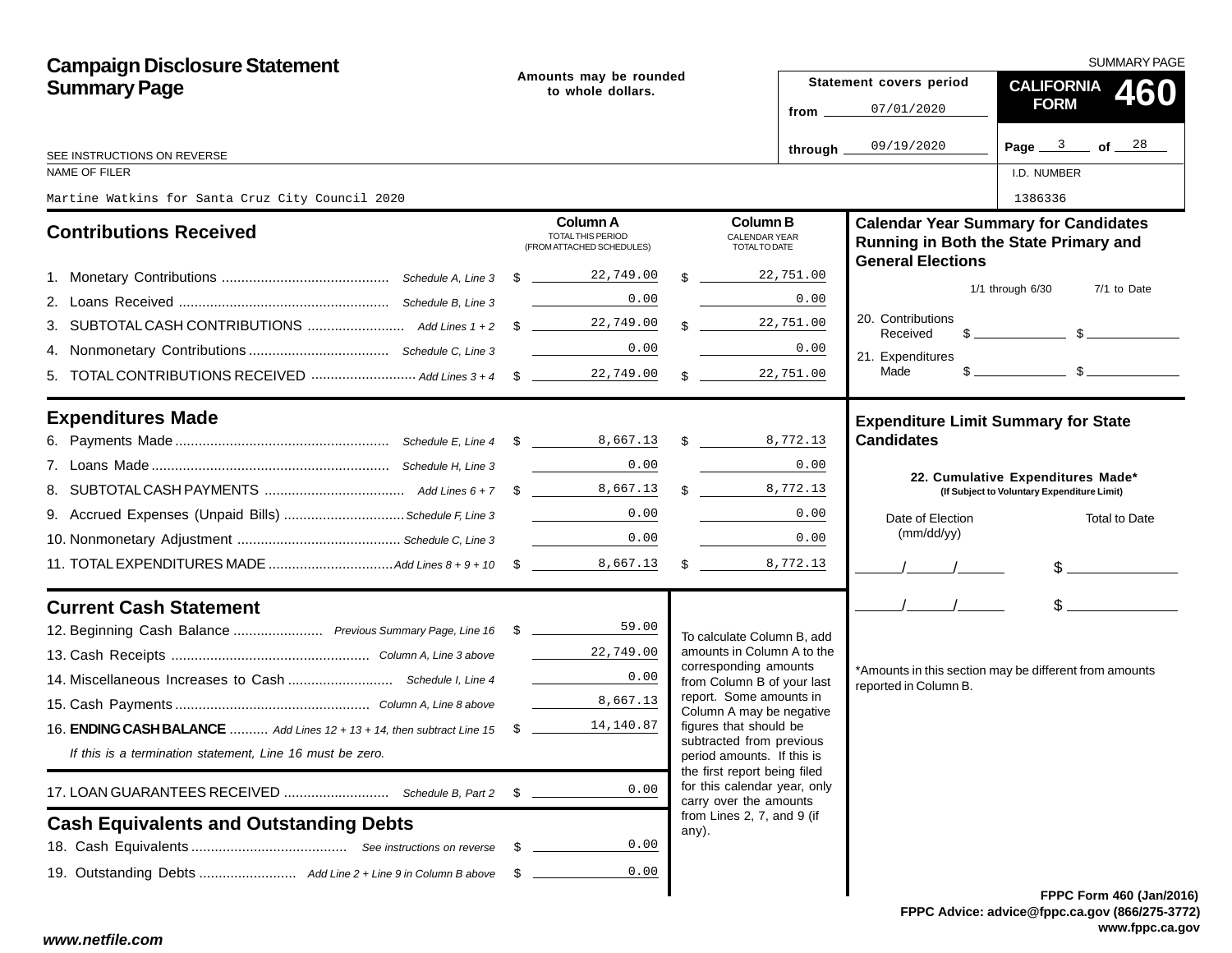# Campaign Disclosure Statement Summary Page

Amounts may be rounded to whole dollars.

Statement covers period from 07/01/2020 through 09/19/2020

SUMMARY PAGE

**CALIFORNIA FORM 460**

SEE INSTRUCTIONS ON REVERSE

| NAME OF FILER | I.D. NUMBER |
| --- | --- |
| Martine Watkins for Santa Cruz City Council 2020 | 1386336 |

## Contributions Received

| | | Column A TOTAL THIS PERIOD (FROM ATTACHED SCHEDULES) | Column B CALENDAR YEAR TOTAL TO DATE |
| --- | --- | --- | --- |
| 1. Monetary Contributions | Schedule A, Line 3 | $ 22,749.00 | $ 22,751.00 |
| 2. Loans Received | Schedule B, Line 3 | 0.00 | 0.00 |
| 3. SUBTOTAL CASH CONTRIBUTIONS | Add Lines 1 + 2 | $ 22,749.00 | $ 22,751.00 |
| 4. Nonmonetary Contributions | Schedule C, Line 3 | 0.00 | 0.00 |
| 5. TOTAL CONTRIBUTIONS RECEIVED | Add Lines 3 + 4 | $ 22,749.00 | $ 22,751.00 |

## Expenditures Made

| | | Column A | Column B |
| --- | --- | --- | --- |
| 6. Payments Made | Schedule E, Line 4 | $ 8,667.13 | $ 8,772.13 |
| 7. Loans Made | Schedule H, Line 3 | 0.00 | 0.00 |
| 8. SUBTOTAL CASH PAYMENTS | Add Lines 6 + 7 | $ 8,667.13 | $ 8,772.13 |
| 9. Accrued Expenses (Unpaid Bills) | Schedule F, Line 3 | 0.00 | 0.00 |
| 10. Nonmonetary Adjustment | Schedule C, Line 3 | 0.00 | 0.00 |
| 11. TOTAL EXPENDITURES MADE | Add Lines 8 + 9 + 10 | $ 8,667.13 | $ 8,772.13 |

## Current Cash Statement

| | | |
| --- | --- | --- |
| 12. Beginning Cash Balance | Previous Summary Page, Line 16 | $ 59.00 |
| 13. Cash Receipts | Column A, Line 3 above | 22,749.00 |
| 14. Miscellaneous Increases to Cash | Schedule I, Line 4 | 0.00 |
| 15. Cash Payments | Column A, Line 8 above | 8,667.13 |
| 16. **ENDING CASH BALANCE** | Add Lines 12 + 13 + 14, then subtract Line 15 | $ 14,140.87 |

*If this is a termination statement, Line 16 must be zero.*

| | | |
| --- | --- | --- |
| 17. LOAN GUARANTEES RECEIVED | Schedule B, Part 2 | $ 0.00 |

## Cash Equivalents and Outstanding Debts

| | | |
| --- | --- | --- |
| 18. Cash Equivalents | See instructions on reverse | $ 0.00 |
| 19. Outstanding Debts | Add Line 2 + Line 9 in Column B above | $ 0.00 |

To calculate Column B, add amounts in Column A to the corresponding amounts from Column B of your last report. Some amounts in Column A may be negative figures that should be subtracted from previous period amounts. If this is the first report being filed for this calendar year, only carry over the amounts from Lines 2, 7, and 9 (if any).

## Calendar Year Summary for Candidates Running in Both the State Primary and General Elections

| | 1/1 through 6/30 | 7/1 to Date |
| --- | --- | --- |
| 20. Contributions Received | $ | $ |
| 21. Expenditures Made | $ | $ |

## Expenditure Limit Summary for State Candidates

**22. Cumulative Expenditures Made*** (If Subject to Voluntary Expenditure Limit)

| Date of Election (mm/dd/yy) | Total to Date |
| --- | --- |
| / / | $ |
| / / | $ |

*Amounts in this section may be different from amounts reported in Column B.

FPPC Form 460 (Jan/2016)
FPPC Advice: advice@fppc.ca.gov (866/275-3772)
www.fppc.ca.gov

www.netfile.com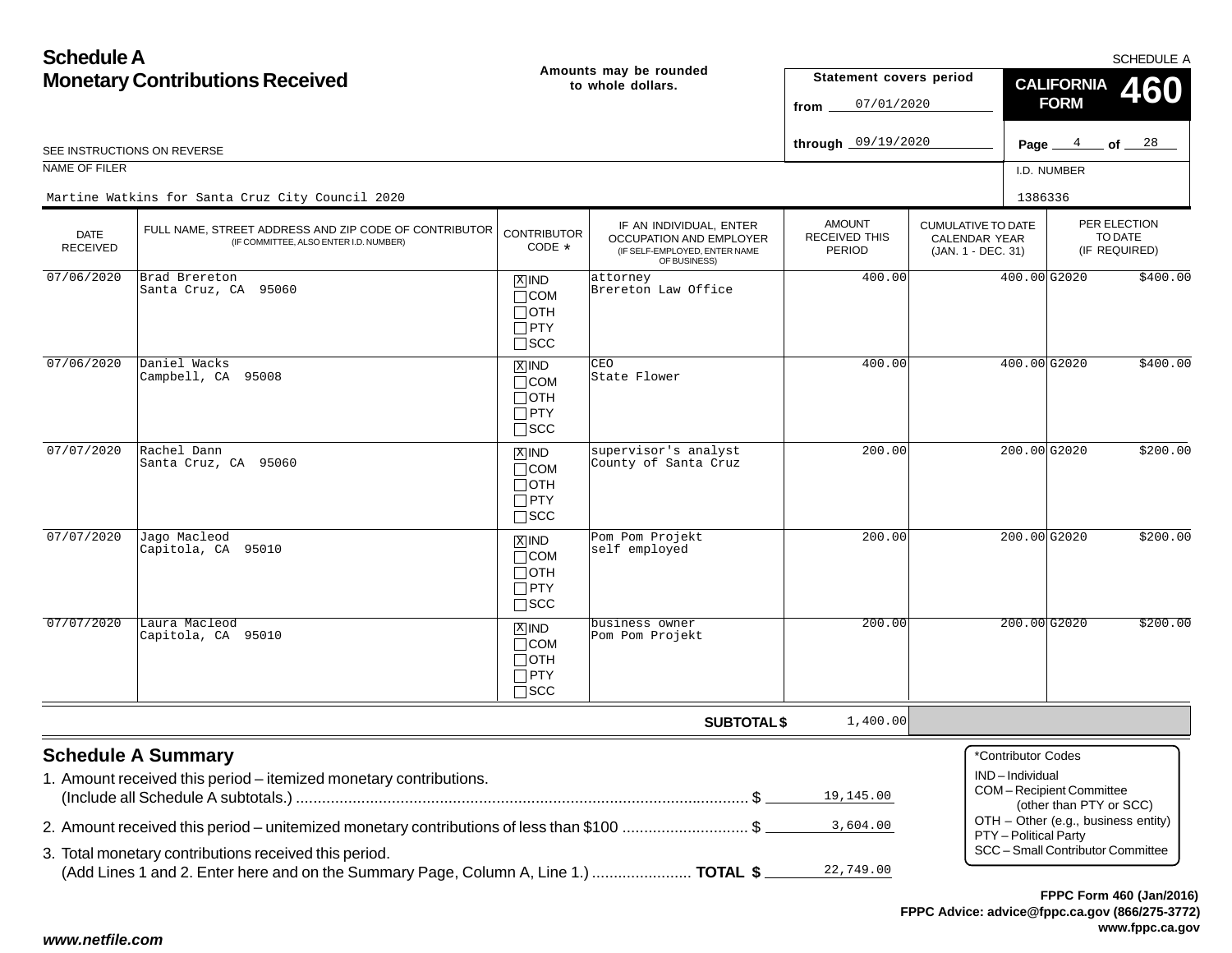# Schedule A
## Monetary Contributions Received

SCHEDULE A

**Amounts may be rounded to whole dollars.**

**Statement covers period**
from 07/01/2020
through 09/19/2020

**CALIFORNIA FORM 460**

SEE INSTRUCTIONS ON REVERSE

NAME OF FILER: Martine Watkins for Santa Cruz City Council 2020

I.D. NUMBER: 1386336

| DATE RECEIVED | FULL NAME, STREET ADDRESS AND ZIP CODE OF CONTRIBUTOR (IF COMMITTEE, ALSO ENTER I.D. NUMBER) | CONTRIBUTOR CODE * | IF AN INDIVIDUAL, ENTER OCCUPATION AND EMPLOYER (IF SELF-EMPLOYED, ENTER NAME OF BUSINESS) | AMOUNT RECEIVED THIS PERIOD | CUMULATIVE TO DATE CALENDAR YEAR (JAN. 1 - DEC. 31) | PER ELECTION TO DATE (IF REQUIRED) |
|---|---|---|---|---|---|---|
| 07/06/2020 | Brad Brereton<br>Santa Cruz, CA 95060 | [X] IND [ ] COM [ ] OTH [ ] PTY [ ] SCC | attorney<br>Brereton Law Office | 400.00 | 400.00 | G2020 $400.00 |
| 07/06/2020 | Daniel Wacks<br>Campbell, CA 95008 | [X] IND [ ] COM [ ] OTH [ ] PTY [ ] SCC | CEO<br>State Flower | 400.00 | 400.00 | G2020 $400.00 |
| 07/07/2020 | Rachel Dann<br>Santa Cruz, CA 95060 | [X] IND [ ] COM [ ] OTH [ ] PTY [ ] SCC | supervisor's analyst<br>County of Santa Cruz | 200.00 | 200.00 | G2020 $200.00 |
| 07/07/2020 | Jago Macleod<br>Capitola, CA 95010 | [X] IND [ ] COM [ ] OTH [ ] PTY [ ] SCC | Pom Pom Projekt<br>self employed | 200.00 | 200.00 | G2020 $200.00 |
| 07/07/2020 | Laura Macleod<br>Capitola, CA 95010 | [X] IND [ ] COM [ ] OTH [ ] PTY [ ] SCC | business owner<br>Pom Pom Projekt | 200.00 | 200.00 | G2020 $200.00 |
| | | | **SUBTOTAL $** | 1,400.00 | | |

## Schedule A Summary

1. Amount received this period – itemized monetary contributions. (Include all Schedule A subtotals.) ........ $ 19,145.00
2. Amount received this period – unitemized monetary contributions of less than $100 ........ $ 3,604.00
3. Total monetary contributions received this period. (Add Lines 1 and 2. Enter here and on the Summary Page, Column A, Line 1.) ........ **TOTAL $** 22,749.00

*Contributor Codes
- IND – Individual
- COM – Recipient Committee (other than PTY or SCC)
- OTH – Other (e.g., business entity)
- PTY – Political Party
- SCC – Small Contributor Committee

**FPPC Form 460 (Jan/2016)**
**FPPC Advice: advice@fppc.ca.gov (866/275-3772)**
**www.fppc.ca.gov**

*www.netfile.com*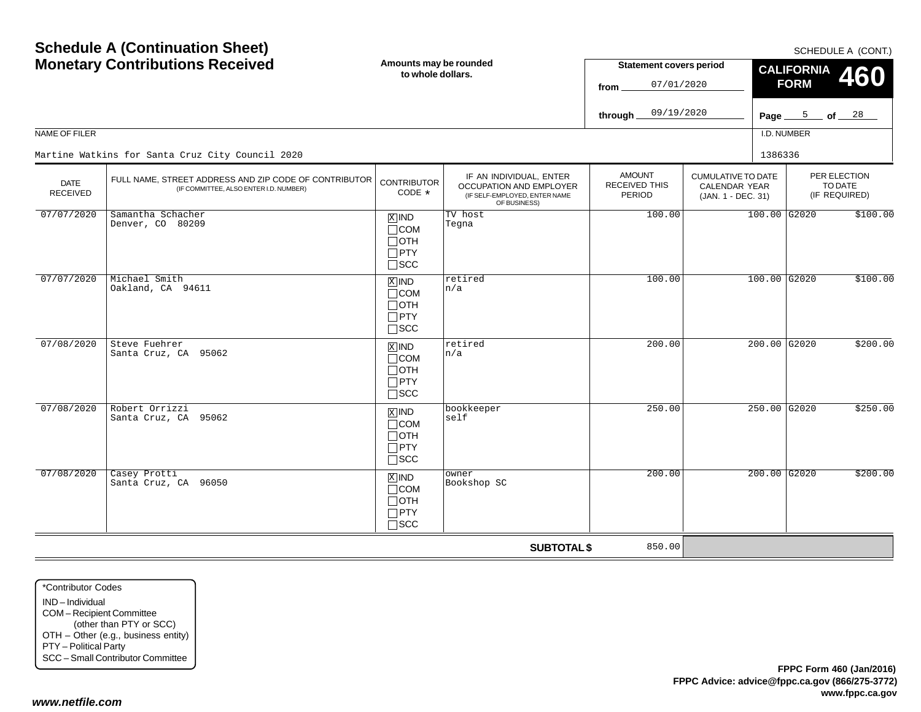# Schedule A (Continuation Sheet)
## Monetary Contributions Received

**Amounts may be rounded to whole dollars.**

SCHEDULE A (CONT.)

**CALIFORNIA FORM 460**

**Statement covers period**

from 07/01/2020

through 09/19/2020

NAME OF FILER

Martine Watkins for Santa Cruz City Council 2020

I.D. NUMBER

1386336

| DATE RECEIVED | FULL NAME, STREET ADDRESS AND ZIP CODE OF CONTRIBUTOR (IF COMMITTEE, ALSO ENTER I.D. NUMBER) | CONTRIBUTOR CODE * | IF AN INDIVIDUAL, ENTER OCCUPATION AND EMPLOYER (IF SELF-EMPLOYED, ENTER NAME OF BUSINESS) | AMOUNT RECEIVED THIS PERIOD | CUMULATIVE TO DATE CALENDAR YEAR (JAN. 1 - DEC. 31) | PER ELECTION TO DATE (IF REQUIRED) | |
|---|---|---|---|---|---|---|---|
| 07/07/2020 | Samantha Schacher<br>Denver, CO 80209 | [X] IND [ ] COM [ ] OTH [ ] PTY [ ] SCC | TV host<br>Tegna | 100.00 | 100.00 | G2020 | $100.00 |
| 07/07/2020 | Michael Smith<br>Oakland, CA 94611 | [X] IND [ ] COM [ ] OTH [ ] PTY [ ] SCC | retired<br>n/a | 100.00 | 100.00 | G2020 | $100.00 |
| 07/08/2020 | Steve Fuehrer<br>Santa Cruz, CA 95062 | [X] IND [ ] COM [ ] OTH [ ] PTY [ ] SCC | retired<br>n/a | 200.00 | 200.00 | G2020 | $200.00 |
| 07/08/2020 | Robert Orrizzi<br>Santa Cruz, CA 95062 | [X] IND [ ] COM [ ] OTH [ ] PTY [ ] SCC | bookkeeper<br>self | 250.00 | 250.00 | G2020 | $250.00 |
| 07/08/2020 | Casey Protti<br>Santa Cruz, CA 96050 | [X] IND [ ] COM [ ] OTH [ ] PTY [ ] SCC | owner<br>Bookshop SC | 200.00 | 200.00 | G2020 | $200.00 |
| | | | **SUBTOTAL $** | 850.00 | | | |

*Contributor Codes
- IND – Individual
- COM – Recipient Committee (other than PTY or SCC)
- OTH – Other (e.g., business entity)
- PTY – Political Party
- SCC – Small Contributor Committee

**FPPC Form 460 (Jan/2016)**
**FPPC Advice: advice@fppc.ca.gov (866/275-3772)**
**www.fppc.ca.gov**

*www.netfile.com*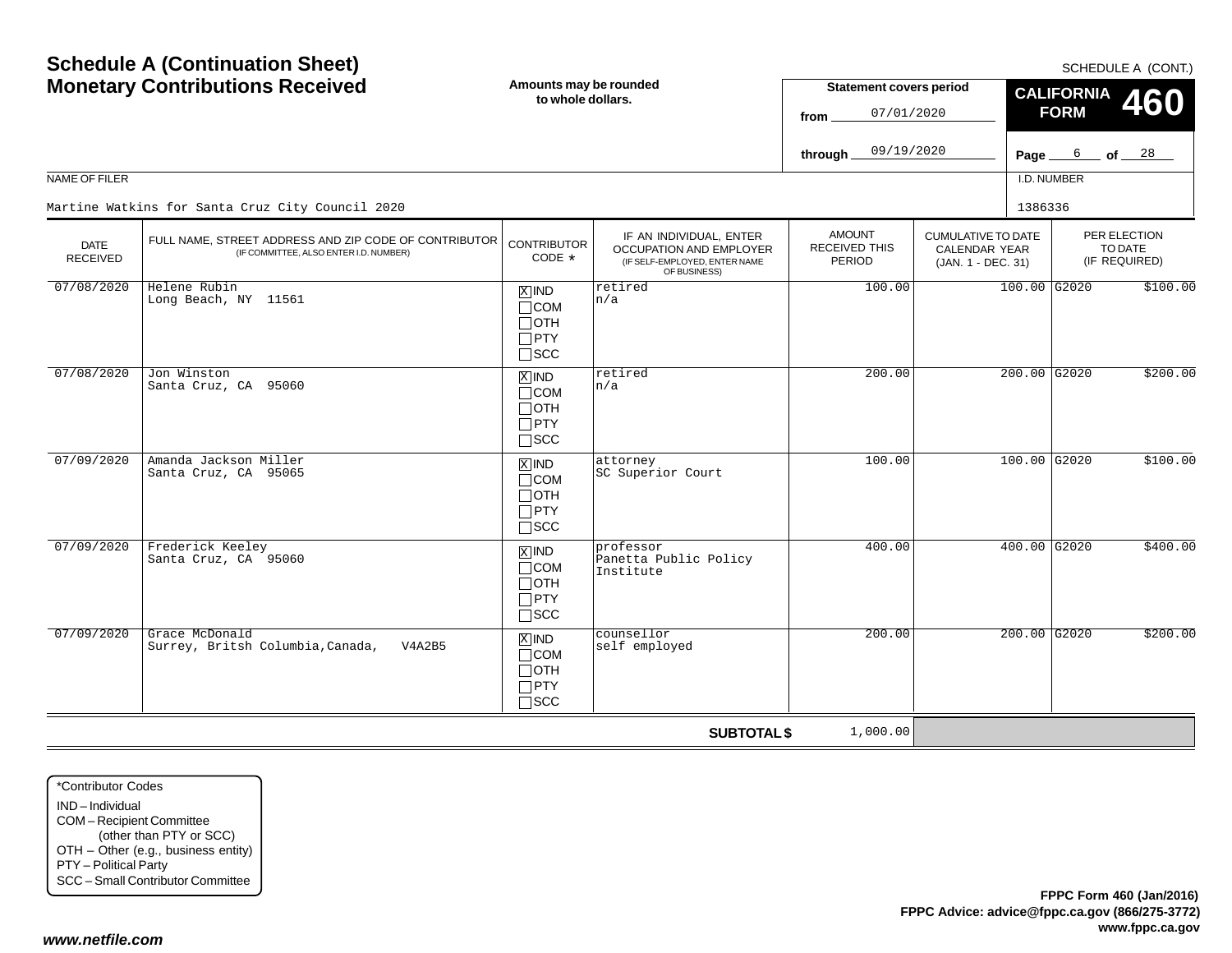# Schedule A (Continuation Sheet)
# Monetary Contributions Received

SCHEDULE A (CONT.)

**Amounts may be rounded to whole dollars.**

**Statement covers period**

from 07/01/2020

through 09/19/2020

**CALIFORNIA FORM 460**

NAME OF FILER: Martine Watkins for Santa Cruz City Council 2020

I.D. NUMBER: 1386336

| DATE RECEIVED | FULL NAME, STREET ADDRESS AND ZIP CODE OF CONTRIBUTOR (IF COMMITTEE, ALSO ENTER I.D. NUMBER) | CONTRIBUTOR CODE * | IF AN INDIVIDUAL, ENTER OCCUPATION AND EMPLOYER (IF SELF-EMPLOYED, ENTER NAME OF BUSINESS) | AMOUNT RECEIVED THIS PERIOD | CUMULATIVE TO DATE CALENDAR YEAR (JAN. 1 - DEC. 31) | PER ELECTION TO DATE (IF REQUIRED) | |
|---|---|---|---|---|---|---|---|
| 07/08/2020 | Helene Rubin<br>Long Beach, NY 11561 | [X] IND [ ] COM [ ] OTH [ ] PTY [ ] SCC | retired<br>n/a | 100.00 | 100.00 | G2020 | $100.00 |
| 07/08/2020 | Jon Winston<br>Santa Cruz, CA 95060 | [X] IND [ ] COM [ ] OTH [ ] PTY [ ] SCC | retired<br>n/a | 200.00 | 200.00 | G2020 | $200.00 |
| 07/09/2020 | Amanda Jackson Miller<br>Santa Cruz, CA 95065 | [X] IND [ ] COM [ ] OTH [ ] PTY [ ] SCC | attorney<br>SC Superior Court | 100.00 | 100.00 | G2020 | $100.00 |
| 07/09/2020 | Frederick Keeley<br>Santa Cruz, CA 95060 | [X] IND [ ] COM [ ] OTH [ ] PTY [ ] SCC | professor<br>Panetta Public Policy Institute | 400.00 | 400.00 | G2020 | $400.00 |
| 07/09/2020 | Grace McDonald<br>Surrey, Britsh Columbia,Canada, V4A2B5 | [X] IND [ ] COM [ ] OTH [ ] PTY [ ] SCC | counsellor<br>self employed | 200.00 | 200.00 | G2020 | $200.00 |
| | | | **SUBTOTAL $** | 1,000.00 | | | |

*Contributor Codes
- IND – Individual
- COM – Recipient Committee (other than PTY or SCC)
- OTH – Other (e.g., business entity)
- PTY – Political Party
- SCC – Small Contributor Committee

**FPPC Form 460 (Jan/2016)**
**FPPC Advice: advice@fppc.ca.gov (866/275-3772)**
**www.fppc.ca.gov**

*www.netfile.com*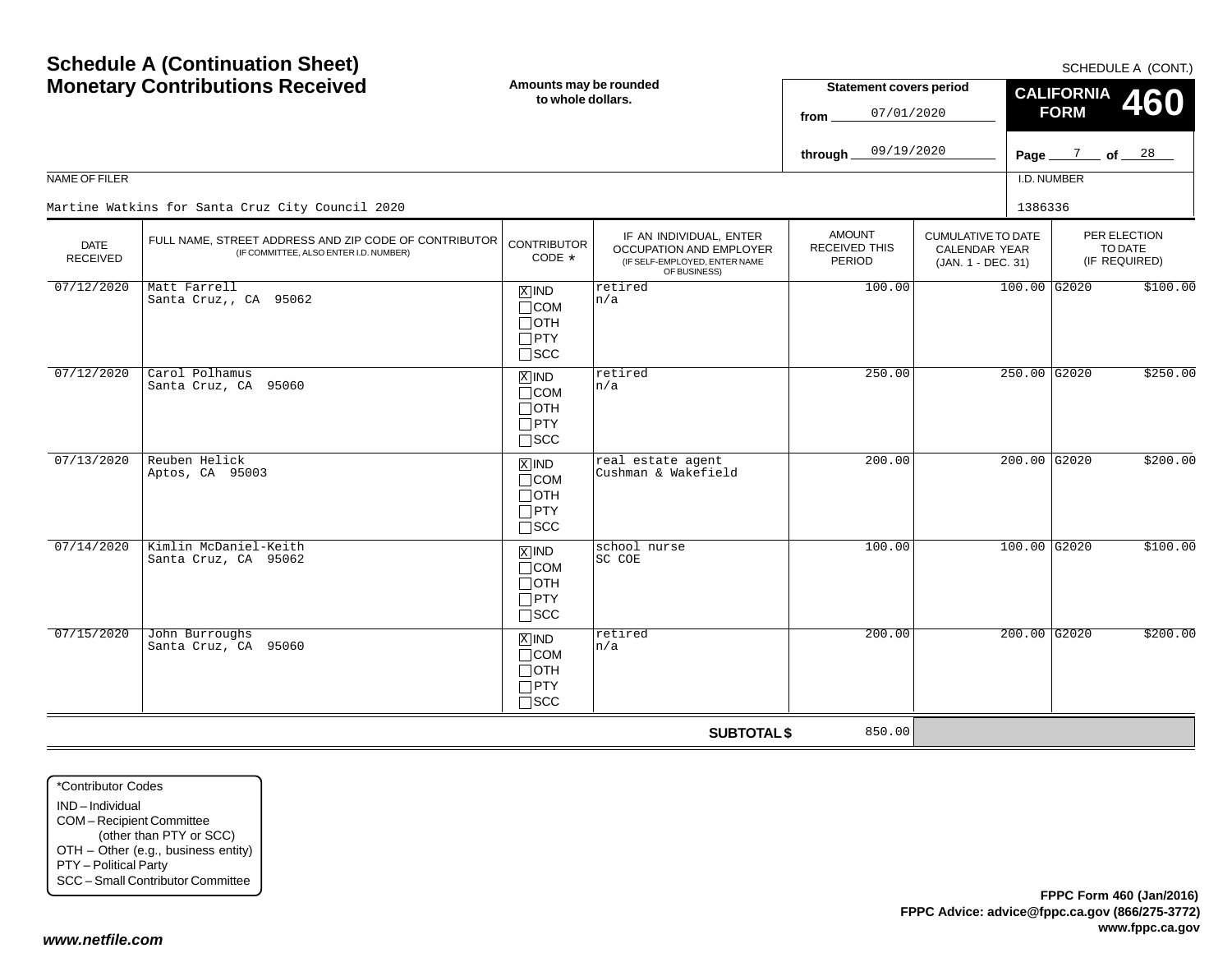# Schedule A (Continuation Sheet)
## Monetary Contributions Received

SCHEDULE A (CONT.)

**Amounts may be rounded to whole dollars.**

**Statement covers period**
from 07/01/2020
through 09/19/2020

**CALIFORNIA FORM 460**

Page 7 of 28

NAME OF FILER: Martine Watkins for Santa Cruz City Council 2020

I.D. NUMBER: 1386336

| DATE RECEIVED | FULL NAME, STREET ADDRESS AND ZIP CODE OF CONTRIBUTOR (IF COMMITTEE, ALSO ENTER I.D. NUMBER) | CONTRIBUTOR CODE * | IF AN INDIVIDUAL, ENTER OCCUPATION AND EMPLOYER (IF SELF-EMPLOYED, ENTER NAME OF BUSINESS) | AMOUNT RECEIVED THIS PERIOD | CUMULATIVE TO DATE CALENDAR YEAR (JAN. 1 - DEC. 31) | PER ELECTION TO DATE (IF REQUIRED) |
|---|---|---|---|---|---|---|
| 07/12/2020 | Matt Farrell<br>Santa Cruz,, CA 95062 | [X] IND<br>[ ] COM<br>[ ] OTH<br>[ ] PTY<br>[ ] SCC | retired<br>n/a | 100.00 | 100.00 | G2020 $100.00 |
| 07/12/2020 | Carol Polhamus<br>Santa Cruz, CA 95060 | [X] IND<br>[ ] COM<br>[ ] OTH<br>[ ] PTY<br>[ ] SCC | retired<br>n/a | 250.00 | 250.00 | G2020 $250.00 |
| 07/13/2020 | Reuben Helick<br>Aptos, CA 95003 | [X] IND<br>[ ] COM<br>[ ] OTH<br>[ ] PTY<br>[ ] SCC | real estate agent<br>Cushman & Wakefield | 200.00 | 200.00 | G2020 $200.00 |
| 07/14/2020 | Kimlin McDaniel-Keith<br>Santa Cruz, CA 95062 | [X] IND<br>[ ] COM<br>[ ] OTH<br>[ ] PTY<br>[ ] SCC | school nurse<br>SC COE | 100.00 | 100.00 | G2020 $100.00 |
| 07/15/2020 | John Burroughs<br>Santa Cruz, CA 95060 | [X] IND<br>[ ] COM<br>[ ] OTH<br>[ ] PTY<br>[ ] SCC | retired<br>n/a | 200.00 | 200.00 | G2020 $200.00 |
| | | | **SUBTOTAL $** | 850.00 | | |

*Contributor Codes
- IND – Individual
- COM – Recipient Committee (other than PTY or SCC)
- OTH – Other (e.g., business entity)
- PTY – Political Party
- SCC – Small Contributor Committee

**FPPC Form 460 (Jan/2016)**
**FPPC Advice: advice@fppc.ca.gov (866/275-3772)**
**www.fppc.ca.gov**

***www.netfile.com***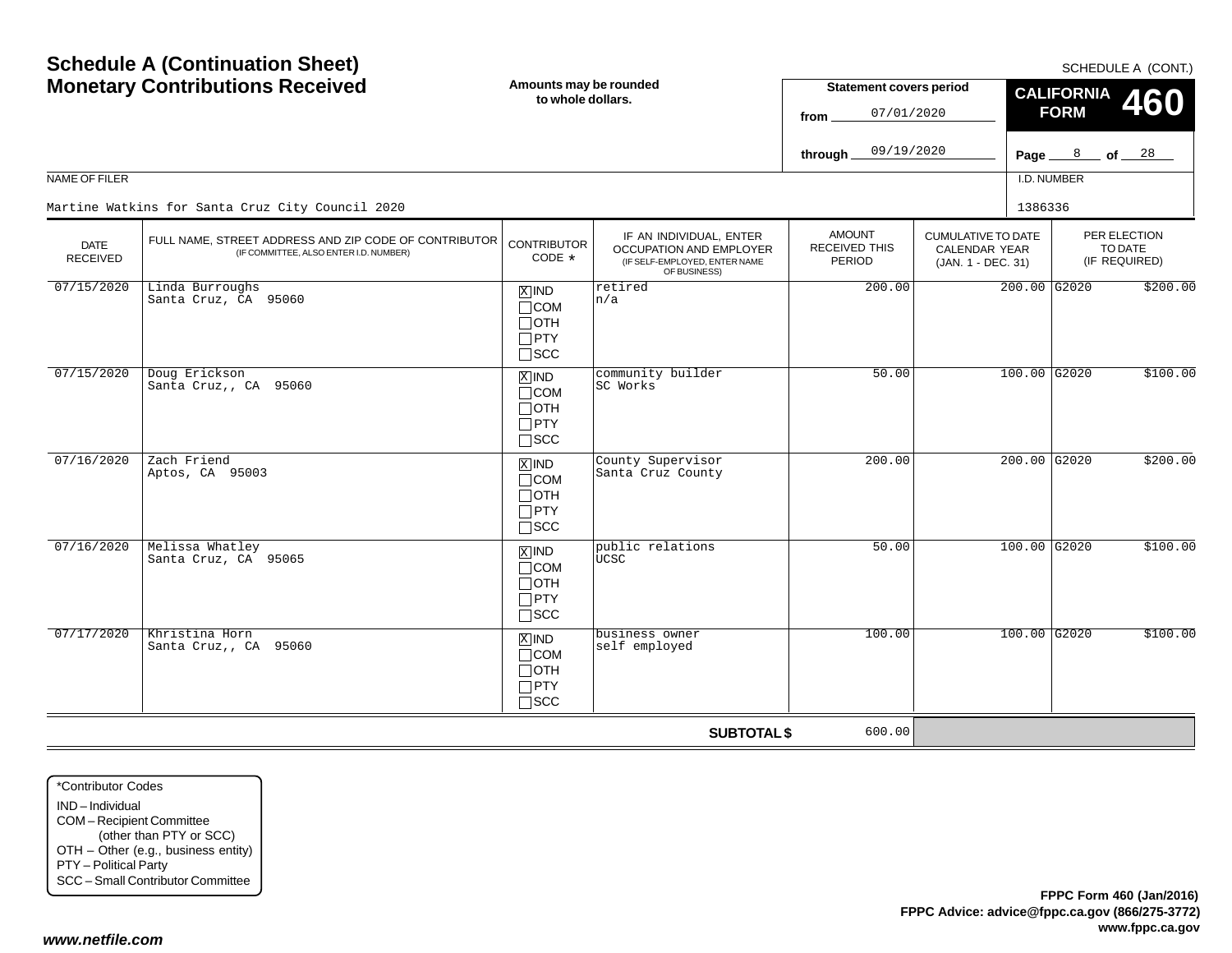# Schedule A (Continuation Sheet)
# Monetary Contributions Received

SCHEDULE A (CONT.)

**Amounts may be rounded to whole dollars.**

**Statement covers period**
from 07/01/2020
through 09/19/2020

**CALIFORNIA FORM 460**

Page 8 of 28

NAME OF FILER: Martine Watkins for Santa Cruz City Council 2020

I.D. NUMBER: 1386336

| DATE RECEIVED | FULL NAME, STREET ADDRESS AND ZIP CODE OF CONTRIBUTOR (IF COMMITTEE, ALSO ENTER I.D. NUMBER) | CONTRIBUTOR CODE * | IF AN INDIVIDUAL, ENTER OCCUPATION AND EMPLOYER (IF SELF-EMPLOYED, ENTER NAME OF BUSINESS) | AMOUNT RECEIVED THIS PERIOD | CUMULATIVE TO DATE CALENDAR YEAR (JAN. 1 - DEC. 31) | PER ELECTION TO DATE (IF REQUIRED) | |
|---|---|---|---|---|---|---|---|
| 07/15/2020 | Linda Burroughs<br>Santa Cruz, CA 95060 | [X] IND<br>[ ] COM<br>[ ] OTH<br>[ ] PTY<br>[ ] SCC | retired<br>n/a | 200.00 | 200.00 | G2020 | $200.00 |
| 07/15/2020 | Doug Erickson<br>Santa Cruz,, CA 95060 | [X] IND<br>[ ] COM<br>[ ] OTH<br>[ ] PTY<br>[ ] SCC | community builder<br>SC Works | 50.00 | 100.00 | G2020 | $100.00 |
| 07/16/2020 | Zach Friend<br>Aptos, CA 95003 | [X] IND<br>[ ] COM<br>[ ] OTH<br>[ ] PTY<br>[ ] SCC | County Supervisor<br>Santa Cruz County | 200.00 | 200.00 | G2020 | $200.00 |
| 07/16/2020 | Melissa Whatley<br>Santa Cruz, CA 95065 | [X] IND<br>[ ] COM<br>[ ] OTH<br>[ ] PTY<br>[ ] SCC | public relations<br>UCSC | 50.00 | 100.00 | G2020 | $100.00 |
| 07/17/2020 | Khristina Horn<br>Santa Cruz,, CA 95060 | [X] IND<br>[ ] COM<br>[ ] OTH<br>[ ] PTY<br>[ ] SCC | business owner<br>self employed | 100.00 | 100.00 | G2020 | $100.00 |
| | | | **SUBTOTAL $** | 600.00 | | | |

*Contributor Codes
IND – Individual
COM – Recipient Committee (other than PTY or SCC)
OTH – Other (e.g., business entity)
PTY – Political Party
SCC – Small Contributor Committee

**FPPC Form 460 (Jan/2016)**
**FPPC Advice: advice@fppc.ca.gov (866/275-3772)**
**www.fppc.ca.gov**

*www.netfile.com*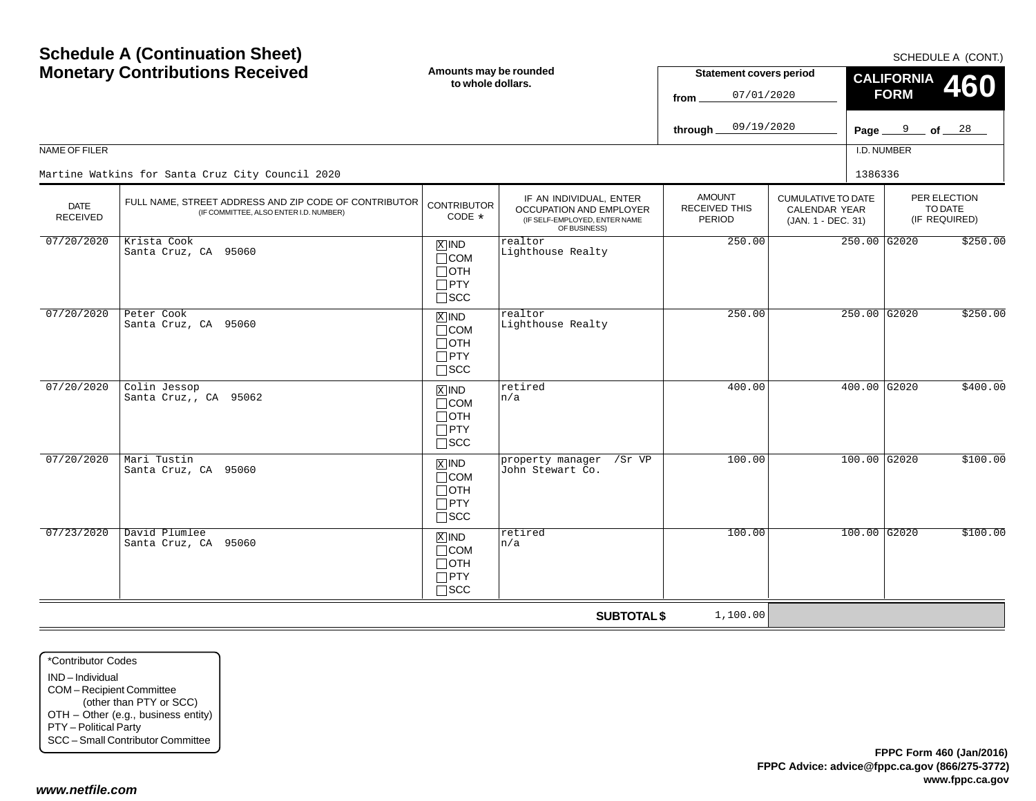# Schedule A (Continuation Sheet)
## Monetary Contributions Received

**Amounts may be rounded to whole dollars.**

SCHEDULE A (CONT.)

**CALIFORNIA FORM 460**

**Statement covers period**
from 07/01/2020
through 09/19/2020

NAME OF FILER: Martine Watkins for Santa Cruz City Council 2020

I.D. NUMBER: 1386336

| DATE RECEIVED | FULL NAME, STREET ADDRESS AND ZIP CODE OF CONTRIBUTOR (IF COMMITTEE, ALSO ENTER I.D. NUMBER) | CONTRIBUTOR CODE * | IF AN INDIVIDUAL, ENTER OCCUPATION AND EMPLOYER (IF SELF-EMPLOYED, ENTER NAME OF BUSINESS) | AMOUNT RECEIVED THIS PERIOD | CUMULATIVE TO DATE CALENDAR YEAR (JAN. 1 - DEC. 31) | PER ELECTION TO DATE (IF REQUIRED) |
|---|---|---|---|---|---|---|
| 07/20/2020 | Krista Cook<br>Santa Cruz, CA 95060 | [X] IND<br>[ ] COM<br>[ ] OTH<br>[ ] PTY<br>[ ] SCC | realtor<br>Lighthouse Realty | 250.00 | 250.00 | G2020 $250.00 |
| 07/20/2020 | Peter Cook<br>Santa Cruz, CA 95060 | [X] IND<br>[ ] COM<br>[ ] OTH<br>[ ] PTY<br>[ ] SCC | realtor<br>Lighthouse Realty | 250.00 | 250.00 | G2020 $250.00 |
| 07/20/2020 | Colin Jessop<br>Santa Cruz,, CA 95062 | [X] IND<br>[ ] COM<br>[ ] OTH<br>[ ] PTY<br>[ ] SCC | retired<br>n/a | 400.00 | 400.00 | G2020 $400.00 |
| 07/20/2020 | Mari Tustin<br>Santa Cruz, CA 95060 | [X] IND<br>[ ] COM<br>[ ] OTH<br>[ ] PTY<br>[ ] SCC | property manager /Sr VP<br>John Stewart Co. | 100.00 | 100.00 | G2020 $100.00 |
| 07/23/2020 | David Plumlee<br>Santa Cruz, CA 95060 | [X] IND<br>[ ] COM<br>[ ] OTH<br>[ ] PTY<br>[ ] SCC | retired<br>n/a | 100.00 | 100.00 | G2020 $100.00 |
| | | | **SUBTOTAL $** | 1,100.00 | | |

*Contributor Codes
IND – Individual
COM – Recipient Committee (other than PTY or SCC)
OTH – Other (e.g., business entity)
PTY – Political Party
SCC – Small Contributor Committee

**FPPC Form 460 (Jan/2016)**
**FPPC Advice: advice@fppc.ca.gov (866/275-3772)**
**www.fppc.ca.gov**

***www.netfile.com***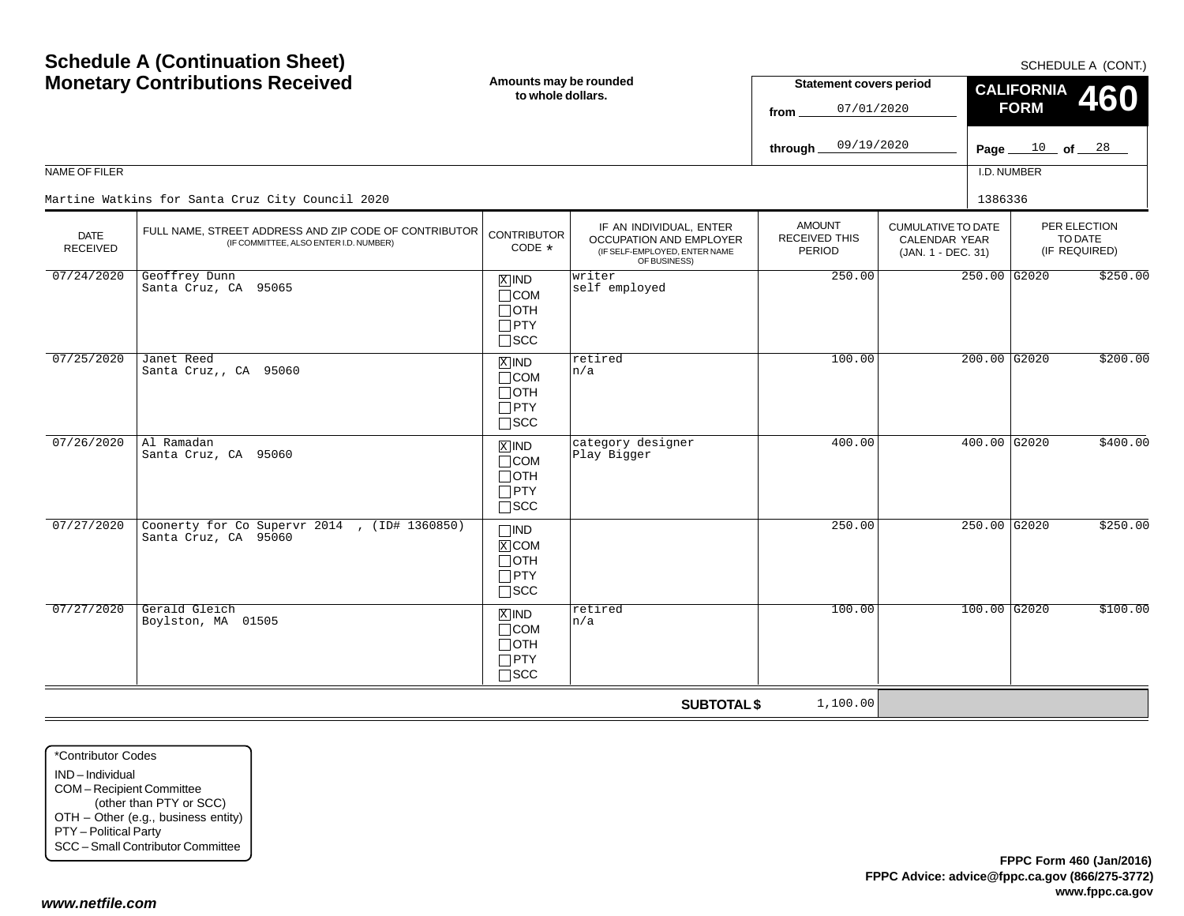# Schedule A (Continuation Sheet)
# Monetary Contributions Received

SCHEDULE A (CONT.)

**Amounts may be rounded to whole dollars.**

**Statement covers period**
from 07/01/2020
through 09/19/2020

**CALIFORNIA FORM 460**

Page 10 of 28

NAME OF FILER
Martine Watkins for Santa Cruz City Council 2020

I.D. NUMBER
1386336

| DATE RECEIVED | FULL NAME, STREET ADDRESS AND ZIP CODE OF CONTRIBUTOR (IF COMMITTEE, ALSO ENTER I.D. NUMBER) | CONTRIBUTOR CODE * | IF AN INDIVIDUAL, ENTER OCCUPATION AND EMPLOYER (IF SELF-EMPLOYED, ENTER NAME OF BUSINESS) | AMOUNT RECEIVED THIS PERIOD | CUMULATIVE TO DATE CALENDAR YEAR (JAN. 1 - DEC. 31) | PER ELECTION TO DATE (IF REQUIRED) | |
|---|---|---|---|---|---|---|---|
| 07/24/2020 | Geoffrey Dunn<br>Santa Cruz, CA 95065 | [X] IND [ ] COM [ ] OTH [ ] PTY [ ] SCC | writer<br>self employed | 250.00 | 250.00 | G2020 | $250.00 |
| 07/25/2020 | Janet Reed<br>Santa Cruz,, CA 95060 | [X] IND [ ] COM [ ] OTH [ ] PTY [ ] SCC | retired<br>n/a | 100.00 | 200.00 | G2020 | $200.00 |
| 07/26/2020 | Al Ramadan<br>Santa Cruz, CA 95060 | [X] IND [ ] COM [ ] OTH [ ] PTY [ ] SCC | category designer<br>Play Bigger | 400.00 | 400.00 | G2020 | $400.00 |
| 07/27/2020 | Coonerty for Co Supervr 2014 , (ID# 1360850)<br>Santa Cruz, CA 95060 | [ ] IND [X] COM [ ] OTH [ ] PTY [ ] SCC | | 250.00 | 250.00 | G2020 | $250.00 |
| 07/27/2020 | Gerald Gleich<br>Boylston, MA 01505 | [X] IND [ ] COM [ ] OTH [ ] PTY [ ] SCC | retired<br>n/a | 100.00 | 100.00 | G2020 | $100.00 |
| | | | **SUBTOTAL $** | 1,100.00 | | | |

*Contributor Codes
IND – Individual
COM – Recipient Committee (other than PTY or SCC)
OTH – Other (e.g., business entity)
PTY – Political Party
SCC – Small Contributor Committee

**FPPC Form 460 (Jan/2016)**
**FPPC Advice: advice@fppc.ca.gov (866/275-3772)**
**www.fppc.ca.gov**

*www.netfile.com*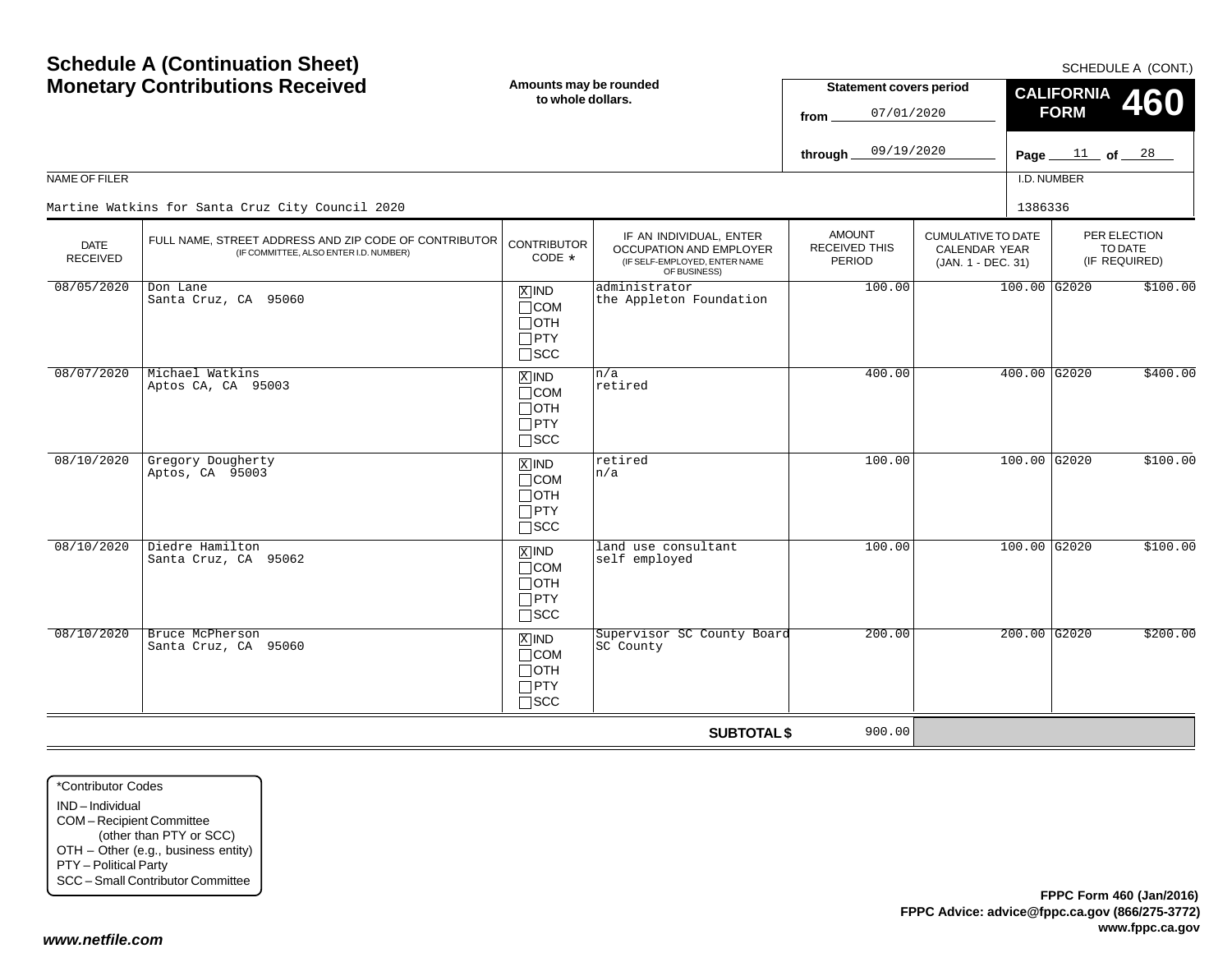# Schedule A (Continuation Sheet)
# Monetary Contributions Received

SCHEDULE A (CONT.)

**Amounts may be rounded to whole dollars.**

**Statement covers period**
from 07/01/2020
through 09/19/2020

**CALIFORNIA FORM 460**

Page 11 of 28

NAME OF FILER: Martine Watkins for Santa Cruz City Council 2020

I.D. NUMBER: 1386336

| DATE RECEIVED | FULL NAME, STREET ADDRESS AND ZIP CODE OF CONTRIBUTOR (IF COMMITTEE, ALSO ENTER I.D. NUMBER) | CONTRIBUTOR CODE * | IF AN INDIVIDUAL, ENTER OCCUPATION AND EMPLOYER (IF SELF-EMPLOYED, ENTER NAME OF BUSINESS) | AMOUNT RECEIVED THIS PERIOD | CUMULATIVE TO DATE CALENDAR YEAR (JAN. 1 - DEC. 31) | PER ELECTION TO DATE (IF REQUIRED) | |
|---|---|---|---|---|---|---|---|
| 08/05/2020 | Don Lane<br>Santa Cruz, CA 95060 | [X] IND<br>[ ] COM<br>[ ] OTH<br>[ ] PTY<br>[ ] SCC | administrator<br>the Appleton Foundation | 100.00 | 100.00 | G2020 | $100.00 |
| 08/07/2020 | Michael Watkins<br>Aptos CA, CA 95003 | [X] IND<br>[ ] COM<br>[ ] OTH<br>[ ] PTY<br>[ ] SCC | n/a<br>retired | 400.00 | 400.00 | G2020 | $400.00 |
| 08/10/2020 | Gregory Dougherty<br>Aptos, CA 95003 | [X] IND<br>[ ] COM<br>[ ] OTH<br>[ ] PTY<br>[ ] SCC | retired<br>n/a | 100.00 | 100.00 | G2020 | $100.00 |
| 08/10/2020 | Diedre Hamilton<br>Santa Cruz, CA 95062 | [X] IND<br>[ ] COM<br>[ ] OTH<br>[ ] PTY<br>[ ] SCC | land use consultant<br>self employed | 100.00 | 100.00 | G2020 | $100.00 |
| 08/10/2020 | Bruce McPherson<br>Santa Cruz, CA 95060 | [X] IND<br>[ ] COM<br>[ ] OTH<br>[ ] PTY<br>[ ] SCC | Supervisor SC County Board<br>SC County | 200.00 | 200.00 | G2020 | $200.00 |
| | | | **SUBTOTAL $** | 900.00 | | | |

*Contributor Codes
- IND – Individual
- COM – Recipient Committee (other than PTY or SCC)
- OTH – Other (e.g., business entity)
- PTY – Political Party
- SCC – Small Contributor Committee

**FPPC Form 460 (Jan/2016)**
**FPPC Advice: advice@fppc.ca.gov (866/275-3772)**
**www.fppc.ca.gov**

*www.netfile.com*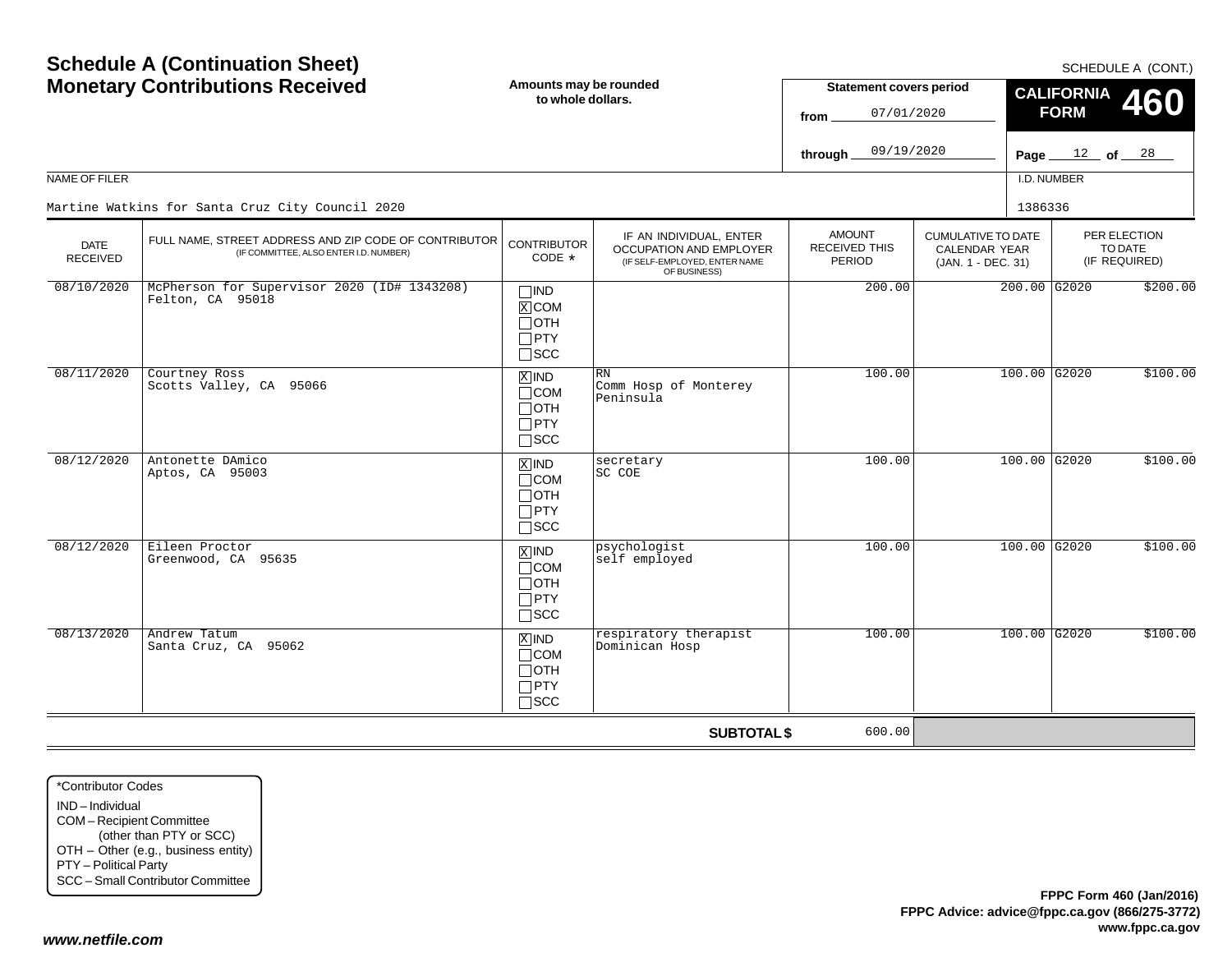# Schedule A (Continuation Sheet)
# Monetary Contributions Received

SCHEDULE A (CONT.)

**Amounts may be rounded to whole dollars.**

**Statement covers period**
from 07/01/2020
through 09/19/2020

**CALIFORNIA FORM 460**

Page 12 of 28

NAME OF FILER: Martine Watkins for Santa Cruz City Council 2020

I.D. NUMBER: 1386336

| DATE RECEIVED | FULL NAME, STREET ADDRESS AND ZIP CODE OF CONTRIBUTOR (IF COMMITTEE, ALSO ENTER I.D. NUMBER) | CONTRIBUTOR CODE * | IF AN INDIVIDUAL, ENTER OCCUPATION AND EMPLOYER (IF SELF-EMPLOYED, ENTER NAME OF BUSINESS) | AMOUNT RECEIVED THIS PERIOD | CUMULATIVE TO DATE CALENDAR YEAR (JAN. 1 - DEC. 31) | PER ELECTION TO DATE (IF REQUIRED) | |
|---|---|---|---|---|---|---|---|
| 08/10/2020 | McPherson for Supervisor 2020 (ID# 1343208)<br>Felton, CA 95018 | ☐IND ☒COM ☐OTH ☐PTY ☐SCC | | 200.00 | 200.00 | G2020 | $200.00 |
| 08/11/2020 | Courtney Ross<br>Scotts Valley, CA 95066 | ☒IND ☐COM ☐OTH ☐PTY ☐SCC | RN<br>Comm Hosp of Monterey Peninsula | 100.00 | 100.00 | G2020 | $100.00 |
| 08/12/2020 | Antonette DAmico<br>Aptos, CA 95003 | ☒IND ☐COM ☐OTH ☐PTY ☐SCC | secretary<br>SC COE | 100.00 | 100.00 | G2020 | $100.00 |
| 08/12/2020 | Eileen Proctor<br>Greenwood, CA 95635 | ☒IND ☐COM ☐OTH ☐PTY ☐SCC | psychologist<br>self employed | 100.00 | 100.00 | G2020 | $100.00 |
| 08/13/2020 | Andrew Tatum<br>Santa Cruz, CA 95062 | ☒IND ☐COM ☐OTH ☐PTY ☐SCC | respiratory therapist<br>Dominican Hosp | 100.00 | 100.00 | G2020 | $100.00 |
| | | | **SUBTOTAL $** | 600.00 | | | |

*Contributor Codes
IND – Individual
COM – Recipient Committee (other than PTY or SCC)
OTH – Other (e.g., business entity)
PTY – Political Party
SCC – Small Contributor Committee

**FPPC Form 460 (Jan/2016)**
**FPPC Advice: advice@fppc.ca.gov (866/275-3772)**
**www.fppc.ca.gov**

*www.netfile.com*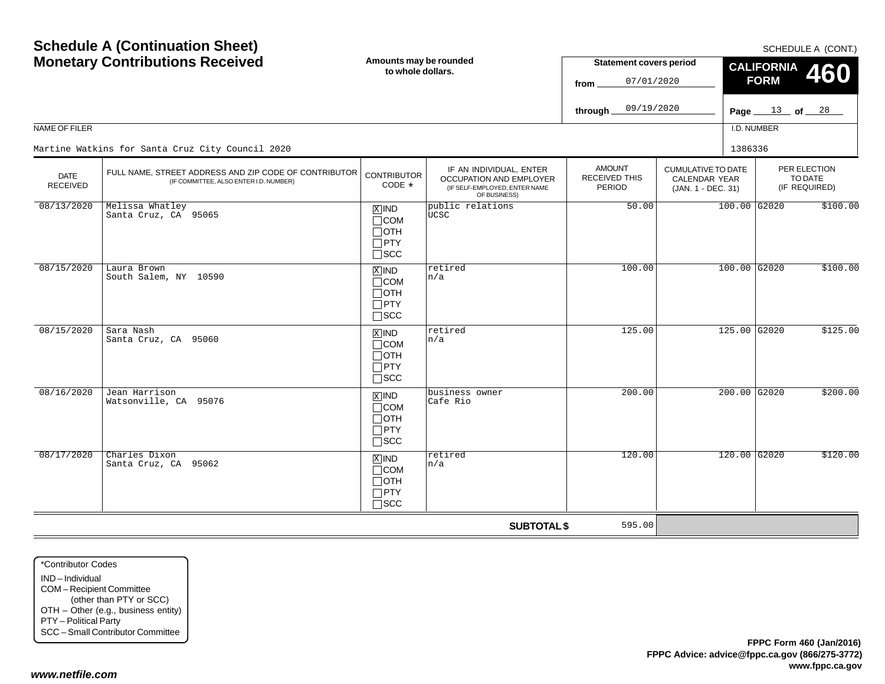# Schedule A (Continuation Sheet)
# Monetary Contributions Received

SCHEDULE A (CONT.)

Amounts may be rounded to whole dollars.

**Statement covers period**
from 07/01/2020
through 09/19/2020

**CALIFORNIA FORM 460**

Page 13 of 28

NAME OF FILER: Martine Watkins for Santa Cruz City Council 2020

I.D. NUMBER: 1386336

| DATE RECEIVED | FULL NAME, STREET ADDRESS AND ZIP CODE OF CONTRIBUTOR (IF COMMITTEE, ALSO ENTER I.D. NUMBER) | CONTRIBUTOR CODE * | IF AN INDIVIDUAL, ENTER OCCUPATION AND EMPLOYER (IF SELF-EMPLOYED, ENTER NAME OF BUSINESS) | AMOUNT RECEIVED THIS PERIOD | CUMULATIVE TO DATE CALENDAR YEAR (JAN. 1 - DEC. 31) | PER ELECTION TO DATE (IF REQUIRED) |
|---|---|---|---|---|---|---|
| 08/13/2020 | Melissa Whatley<br>Santa Cruz, CA 95065 | [X] IND [ ] COM [ ] OTH [ ] PTY [ ] SCC | public relations<br>UCSC | 50.00 | 100.00 | G2020 $100.00 |
| 08/15/2020 | Laura Brown<br>South Salem, NY 10590 | [X] IND [ ] COM [ ] OTH [ ] PTY [ ] SCC | retired<br>n/a | 100.00 | 100.00 | G2020 $100.00 |
| 08/15/2020 | Sara Nash<br>Santa Cruz, CA 95060 | [X] IND [ ] COM [ ] OTH [ ] PTY [ ] SCC | retired<br>n/a | 125.00 | 125.00 | G2020 $125.00 |
| 08/16/2020 | Jean Harrison<br>Watsonville, CA 95076 | [X] IND [ ] COM [ ] OTH [ ] PTY [ ] SCC | business owner<br>Cafe Rio | 200.00 | 200.00 | G2020 $200.00 |
| 08/17/2020 | Charles Dixon<br>Santa Cruz, CA 95062 | [X] IND [ ] COM [ ] OTH [ ] PTY [ ] SCC | retired<br>n/a | 120.00 | 120.00 | G2020 $120.00 |
| | | | **SUBTOTAL $** | 595.00 | | |

*Contributor Codes
IND – Individual
COM – Recipient Committee (other than PTY or SCC)
OTH – Other (e.g., business entity)
PTY – Political Party
SCC – Small Contributor Committee

**FPPC Form 460 (Jan/2016)**
**FPPC Advice: advice@fppc.ca.gov (866/275-3772)**
**www.fppc.ca.gov**

***www.netfile.com***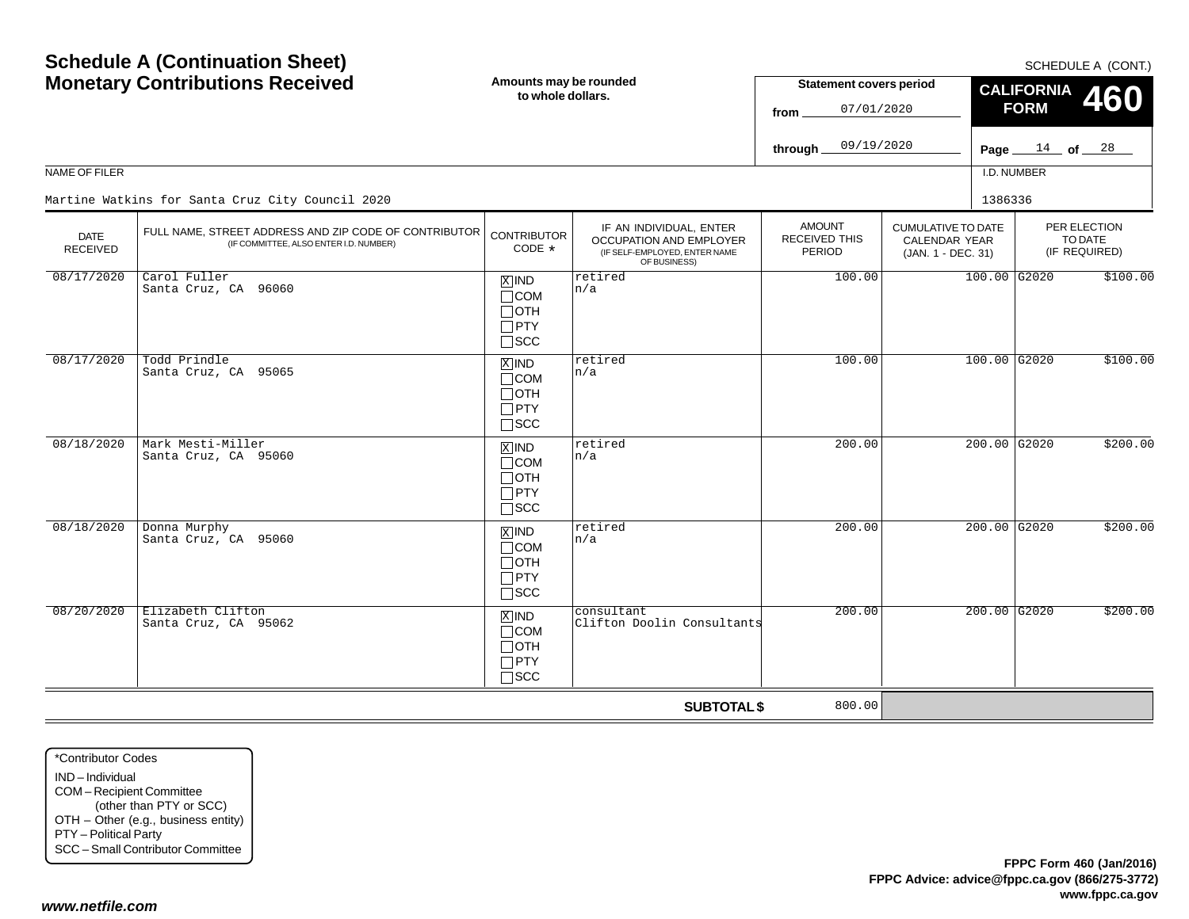# Schedule A (Continuation Sheet)
# Monetary Contributions Received

SCHEDULE A (CONT.)

**Amounts may be rounded to whole dollars.**

**Statement covers period**
from 07/01/2020
through 09/19/2020

**CALIFORNIA FORM 460**

Page 14 of 28

NAME OF FILER: Martine Watkins for Santa Cruz City Council 2020

I.D. NUMBER: 1386336

| DATE RECEIVED | FULL NAME, STREET ADDRESS AND ZIP CODE OF CONTRIBUTOR (IF COMMITTEE, ALSO ENTER I.D. NUMBER) | CONTRIBUTOR CODE * | IF AN INDIVIDUAL, ENTER OCCUPATION AND EMPLOYER (IF SELF-EMPLOYED, ENTER NAME OF BUSINESS) | AMOUNT RECEIVED THIS PERIOD | CUMULATIVE TO DATE CALENDAR YEAR (JAN. 1 - DEC. 31) | PER ELECTION TO DATE (IF REQUIRED) |
|---|---|---|---|---|---|---|
| 08/17/2020 | Carol Fuller<br>Santa Cruz, CA 96060 | [X] IND<br>[ ] COM<br>[ ] OTH<br>[ ] PTY<br>[ ] SCC | retired<br>n/a | 100.00 | 100.00 | G2020 $100.00 |
| 08/17/2020 | Todd Prindle<br>Santa Cruz, CA 95065 | [X] IND<br>[ ] COM<br>[ ] OTH<br>[ ] PTY<br>[ ] SCC | retired<br>n/a | 100.00 | 100.00 | G2020 $100.00 |
| 08/18/2020 | Mark Mesti-Miller<br>Santa Cruz, CA 95060 | [X] IND<br>[ ] COM<br>[ ] OTH<br>[ ] PTY<br>[ ] SCC | retired<br>n/a | 200.00 | 200.00 | G2020 $200.00 |
| 08/18/2020 | Donna Murphy<br>Santa Cruz, CA 95060 | [X] IND<br>[ ] COM<br>[ ] OTH<br>[ ] PTY<br>[ ] SCC | retired<br>n/a | 200.00 | 200.00 | G2020 $200.00 |
| 08/20/2020 | Elizabeth Clifton<br>Santa Cruz, CA 95062 | [X] IND<br>[ ] COM<br>[ ] OTH<br>[ ] PTY<br>[ ] SCC | consultant<br>Clifton Doolin Consultants | 200.00 | 200.00 | G2020 $200.00 |
| | | | **SUBTOTAL $** | 800.00 | | |

*Contributor Codes
IND – Individual
COM – Recipient Committee (other than PTY or SCC)
OTH – Other (e.g., business entity)
PTY – Political Party
SCC – Small Contributor Committee

**FPPC Form 460 (Jan/2016)**
**FPPC Advice: advice@fppc.ca.gov (866/275-3772)**
**www.fppc.ca.gov**

***www.netfile.com***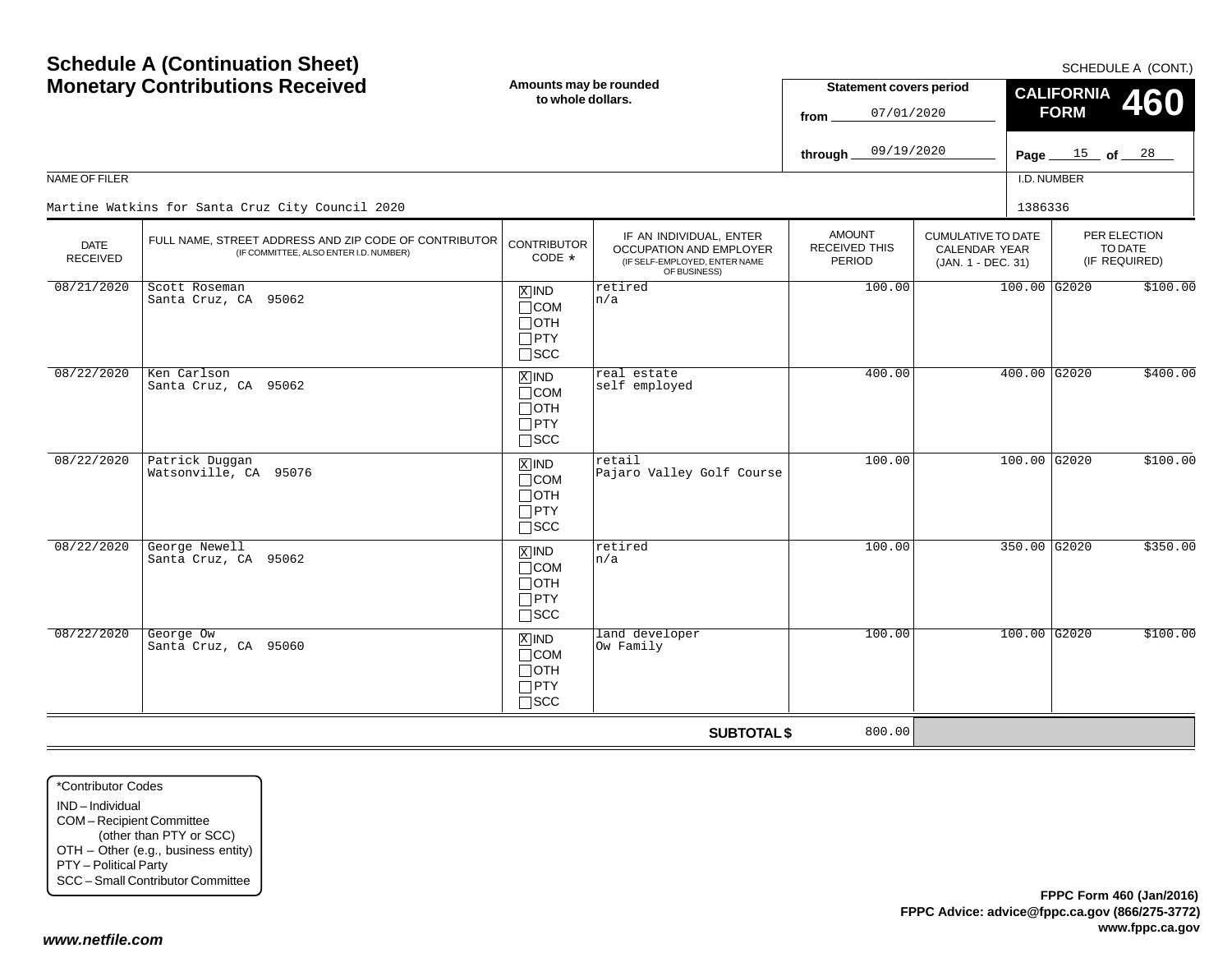# Schedule A (Continuation Sheet)
# Monetary Contributions Received

SCHEDULE A (CONT.)

**Amounts may be rounded to whole dollars.**

**Statement covers period**
from 07/01/2020
through 09/19/2020

**CALIFORNIA FORM 460**

Page 15 of 28

NAME OF FILER: Martine Watkins for Santa Cruz City Council 2020

I.D. NUMBER: 1386336

| DATE RECEIVED | FULL NAME, STREET ADDRESS AND ZIP CODE OF CONTRIBUTOR (IF COMMITTEE, ALSO ENTER I.D. NUMBER) | CONTRIBUTOR CODE * | IF AN INDIVIDUAL, ENTER OCCUPATION AND EMPLOYER (IF SELF-EMPLOYED, ENTER NAME OF BUSINESS) | AMOUNT RECEIVED THIS PERIOD | CUMULATIVE TO DATE CALENDAR YEAR (JAN. 1 - DEC. 31) | PER ELECTION TO DATE (IF REQUIRED) | |
|---|---|---|---|---|---|---|---|
| 08/21/2020 | Scott Roseman<br>Santa Cruz, CA 95062 | [X] IND<br>[ ] COM<br>[ ] OTH<br>[ ] PTY<br>[ ] SCC | retired<br>n/a | 100.00 | 100.00 | G2020 | $100.00 |
| 08/22/2020 | Ken Carlson<br>Santa Cruz, CA 95062 | [X] IND<br>[ ] COM<br>[ ] OTH<br>[ ] PTY<br>[ ] SCC | real estate<br>self employed | 400.00 | 400.00 | G2020 | $400.00 |
| 08/22/2020 | Patrick Duggan<br>Watsonville, CA 95076 | [X] IND<br>[ ] COM<br>[ ] OTH<br>[ ] PTY<br>[ ] SCC | retail<br>Pajaro Valley Golf Course | 100.00 | 100.00 | G2020 | $100.00 |
| 08/22/2020 | George Newell<br>Santa Cruz, CA 95062 | [X] IND<br>[ ] COM<br>[ ] OTH<br>[ ] PTY<br>[ ] SCC | retired<br>n/a | 100.00 | 350.00 | G2020 | $350.00 |
| 08/22/2020 | George Ow<br>Santa Cruz, CA 95060 | [X] IND<br>[ ] COM<br>[ ] OTH<br>[ ] PTY<br>[ ] SCC | land developer<br>Ow Family | 100.00 | 100.00 | G2020 | $100.00 |
| | | | **SUBTOTAL $** | 800.00 | | | |

*Contributor Codes
- IND – Individual
- COM – Recipient Committee (other than PTY or SCC)
- OTH – Other (e.g., business entity)
- PTY – Political Party
- SCC – Small Contributor Committee

**FPPC Form 460 (Jan/2016)**
**FPPC Advice: advice@fppc.ca.gov (866/275-3772)**
**www.fppc.ca.gov**

*www.netfile.com*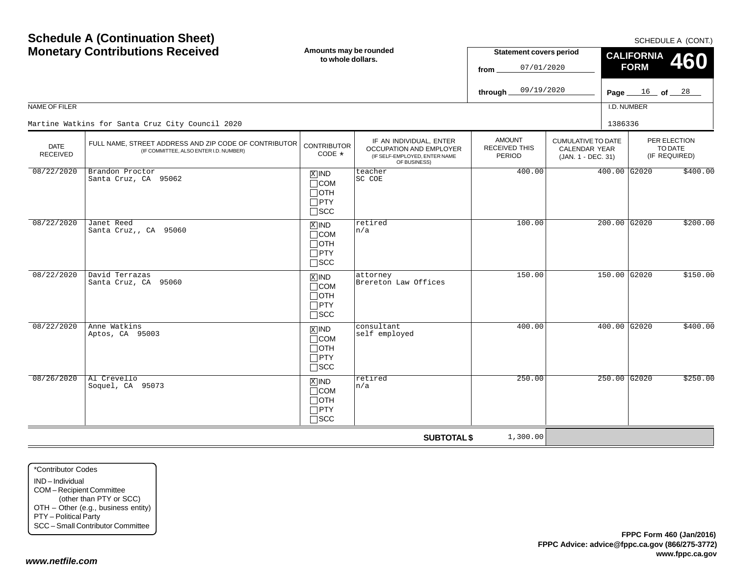# Schedule A (Continuation Sheet)
# Monetary Contributions Received

SCHEDULE A (CONT.)

**Amounts may be rounded to whole dollars.**

**Statement covers period**

from 07/01/2020

through 09/19/2020

**CALIFORNIA FORM 460**

NAME OF FILER

Martine Watkins for Santa Cruz City Council 2020

I.D. NUMBER

1386336

| DATE RECEIVED | FULL NAME, STREET ADDRESS AND ZIP CODE OF CONTRIBUTOR (IF COMMITTEE, ALSO ENTER I.D. NUMBER) | CONTRIBUTOR CODE * | IF AN INDIVIDUAL, ENTER OCCUPATION AND EMPLOYER (IF SELF-EMPLOYED, ENTER NAME OF BUSINESS) | AMOUNT RECEIVED THIS PERIOD | CUMULATIVE TO DATE CALENDAR YEAR (JAN. 1 - DEC. 31) | PER ELECTION TO DATE (IF REQUIRED) |
|---|---|---|---|---|---|---|
| 08/22/2020 | Brandon Proctor<br>Santa Cruz, CA 95062 | [X] IND<br>[ ] COM<br>[ ] OTH<br>[ ] PTY<br>[ ] SCC | teacher<br>SC COE | 400.00 | 400.00 | G2020 $400.00 |
| 08/22/2020 | Janet Reed<br>Santa Cruz,, CA 95060 | [X] IND<br>[ ] COM<br>[ ] OTH<br>[ ] PTY<br>[ ] SCC | retired<br>n/a | 100.00 | 200.00 | G2020 $200.00 |
| 08/22/2020 | David Terrazas<br>Santa Cruz, CA 95060 | [X] IND<br>[ ] COM<br>[ ] OTH<br>[ ] PTY<br>[ ] SCC | attorney<br>Brereton Law Offices | 150.00 | 150.00 | G2020 $150.00 |
| 08/22/2020 | Anne Watkins<br>Aptos, CA 95003 | [X] IND<br>[ ] COM<br>[ ] OTH<br>[ ] PTY<br>[ ] SCC | consultant<br>self employed | 400.00 | 400.00 | G2020 $400.00 |
| 08/26/2020 | Al Crevello<br>Soquel, CA 95073 | [X] IND<br>[ ] COM<br>[ ] OTH<br>[ ] PTY<br>[ ] SCC | retired<br>n/a | 250.00 | 250.00 | G2020 $250.00 |
| | | | **SUBTOTAL $** | 1,300.00 | | |

*Contributor Codes

- IND – Individual
- COM – Recipient Committee (other than PTY or SCC)
- OTH – Other (e.g., business entity)
- PTY – Political Party
- SCC – Small Contributor Committee

**FPPC Form 460 (Jan/2016)**
**FPPC Advice: advice@fppc.ca.gov (866/275-3772)**
**www.fppc.ca.gov**

***www.netfile.com***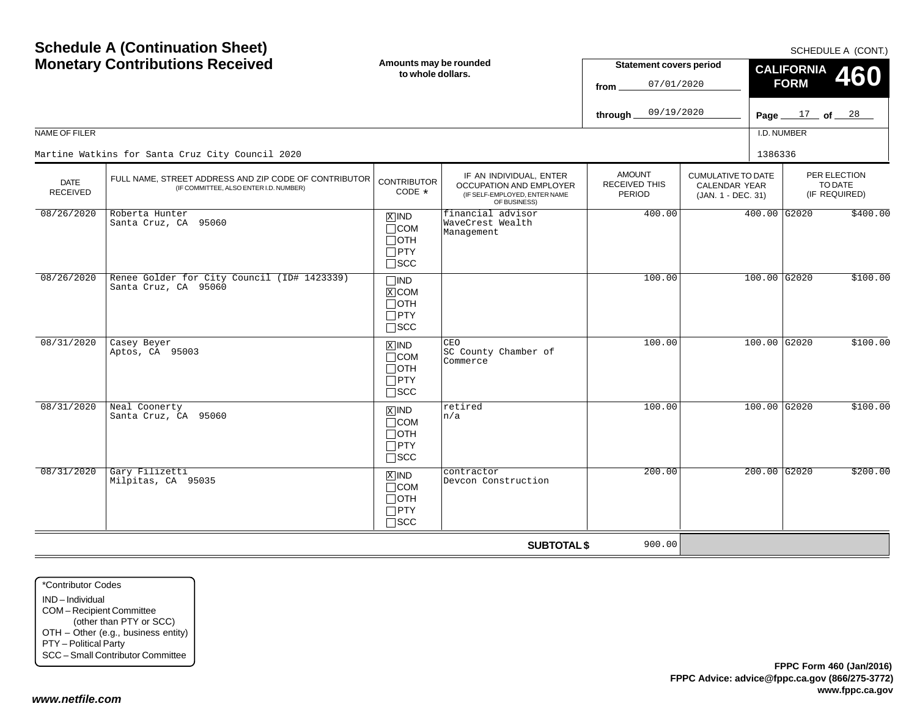# Schedule A (Continuation Sheet)
# Monetary Contributions Received

SCHEDULE A (CONT.)

**Amounts may be rounded to whole dollars.**

**Statement covers period**
from 07/01/2020
through 09/19/2020

**CALIFORNIA FORM 460**

Page 17 of 28

NAME OF FILER: Martine Watkins for Santa Cruz City Council 2020

I.D. NUMBER: 1386336

| DATE RECEIVED | FULL NAME, STREET ADDRESS AND ZIP CODE OF CONTRIBUTOR (IF COMMITTEE, ALSO ENTER I.D. NUMBER) | CONTRIBUTOR CODE * | IF AN INDIVIDUAL, ENTER OCCUPATION AND EMPLOYER (IF SELF-EMPLOYED, ENTER NAME OF BUSINESS) | AMOUNT RECEIVED THIS PERIOD | CUMULATIVE TO DATE CALENDAR YEAR (JAN. 1 - DEC. 31) | PER ELECTION TO DATE (IF REQUIRED) | |
|---|---|---|---|---|---|---|---|
| 08/26/2020 | Roberta Hunter<br>Santa Cruz, CA 95060 | [X] IND<br>[ ] COM<br>[ ] OTH<br>[ ] PTY<br>[ ] SCC | financial advisor<br>WaveCrest Wealth Management | 400.00 | 400.00 | G2020 | $400.00 |
| 08/26/2020 | Renee Golder for City Council (ID# 1423339)<br>Santa Cruz, CA 95060 | [ ] IND<br>[X] COM<br>[ ] OTH<br>[ ] PTY<br>[ ] SCC | | 100.00 | 100.00 | G2020 | $100.00 |
| 08/31/2020 | Casey Beyer<br>Aptos, CA 95003 | [X] IND<br>[ ] COM<br>[ ] OTH<br>[ ] PTY<br>[ ] SCC | CEO<br>SC County Chamber of Commerce | 100.00 | 100.00 | G2020 | $100.00 |
| 08/31/2020 | Neal Coonerty<br>Santa Cruz, CA 95060 | [X] IND<br>[ ] COM<br>[ ] OTH<br>[ ] PTY<br>[ ] SCC | retired<br>n/a | 100.00 | 100.00 | G2020 | $100.00 |
| 08/31/2020 | Gary Filizetti<br>Milpitas, CA 95035 | [X] IND<br>[ ] COM<br>[ ] OTH<br>[ ] PTY<br>[ ] SCC | contractor<br>Devcon Construction | 200.00 | 200.00 | G2020 | $200.00 |
| | | | **SUBTOTAL $** | 900.00 | | | |

*Contributor Codes
IND – Individual
COM – Recipient Committee (other than PTY or SCC)
OTH – Other (e.g., business entity)
PTY – Political Party
SCC – Small Contributor Committee

**FPPC Form 460 (Jan/2016)**
**FPPC Advice: advice@fppc.ca.gov (866/275-3772)**
**www.fppc.ca.gov**

***www.netfile.com***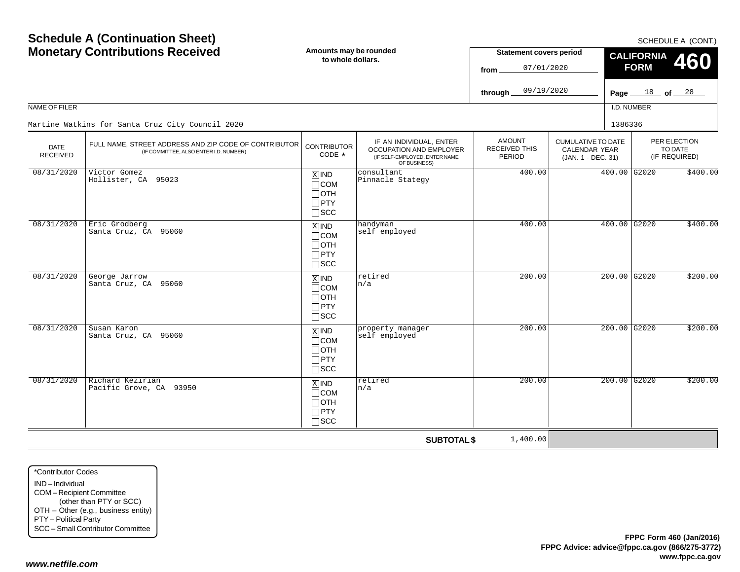# Schedule A (Continuation Sheet)
## Monetary Contributions Received

SCHEDULE A (CONT.)

Amounts may be rounded to whole dollars.

**Statement covers period**
from 07/01/2020
through 09/19/2020

**CALIFORNIA FORM 460**

Page 18 of 28

NAME OF FILER: Martine Watkins for Santa Cruz City Council 2020

I.D. NUMBER: 1386336

| DATE RECEIVED | FULL NAME, STREET ADDRESS AND ZIP CODE OF CONTRIBUTOR (IF COMMITTEE, ALSO ENTER I.D. NUMBER) | CONTRIBUTOR CODE * | IF AN INDIVIDUAL, ENTER OCCUPATION AND EMPLOYER (IF SELF-EMPLOYED, ENTER NAME OF BUSINESS) | AMOUNT RECEIVED THIS PERIOD | CUMULATIVE TO DATE CALENDAR YEAR (JAN. 1 - DEC. 31) | PER ELECTION TO DATE (IF REQUIRED) | |
|---|---|---|---|---|---|---|---|
| 08/31/2020 | Victor Gomez<br>Hollister, CA 95023 | [X] IND [ ] COM [ ] OTH [ ] PTY [ ] SCC | consultant<br>Pinnacle Stategy | 400.00 | 400.00 | G2020 | $400.00 |
| 08/31/2020 | Eric Grodberg<br>Santa Cruz, CA 95060 | [X] IND [ ] COM [ ] OTH [ ] PTY [ ] SCC | handyman<br>self employed | 400.00 | 400.00 | G2020 | $400.00 |
| 08/31/2020 | George Jarrow<br>Santa Cruz, CA 95060 | [X] IND [ ] COM [ ] OTH [ ] PTY [ ] SCC | retired<br>n/a | 200.00 | 200.00 | G2020 | $200.00 |
| 08/31/2020 | Susan Karon<br>Santa Cruz, CA 95060 | [X] IND [ ] COM [ ] OTH [ ] PTY [ ] SCC | property manager<br>self employed | 200.00 | 200.00 | G2020 | $200.00 |
| 08/31/2020 | Richard Kezirian<br>Pacific Grove, CA 93950 | [X] IND [ ] COM [ ] OTH [ ] PTY [ ] SCC | retired<br>n/a | 200.00 | 200.00 | G2020 | $200.00 |
| | | | **SUBTOTAL $** | 1,400.00 | | | |

*Contributor Codes
- IND – Individual
- COM – Recipient Committee (other than PTY or SCC)
- OTH – Other (e.g., business entity)
- PTY – Political Party
- SCC – Small Contributor Committee

**FPPC Form 460 (Jan/2016)**
**FPPC Advice: advice@fppc.ca.gov (866/275-3772)**
**www.fppc.ca.gov**

***www.netfile.com***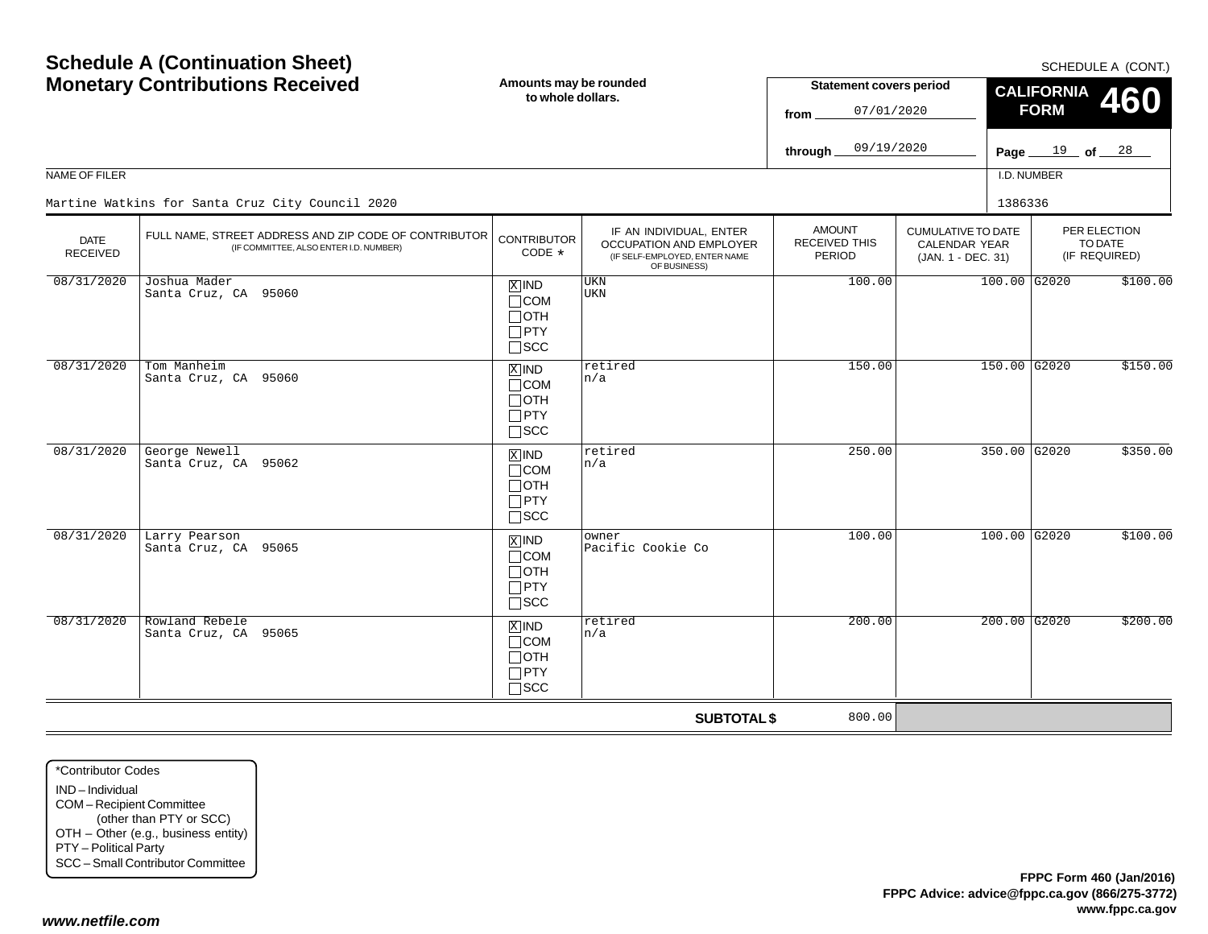# Schedule A (Continuation Sheet)
# Monetary Contributions Received

SCHEDULE A (CONT.)

**Amounts may be rounded to whole dollars.**

**Statement covers period**

from 07/01/2020

through 09/19/2020

**CALIFORNIA FORM 460**

Page 19 of 28

NAME OF FILER: Martine Watkins for Santa Cruz City Council 2020

I.D. NUMBER: 1386336

| DATE RECEIVED | FULL NAME, STREET ADDRESS AND ZIP CODE OF CONTRIBUTOR (IF COMMITTEE, ALSO ENTER I.D. NUMBER) | CONTRIBUTOR CODE * | IF AN INDIVIDUAL, ENTER OCCUPATION AND EMPLOYER (IF SELF-EMPLOYED, ENTER NAME OF BUSINESS) | AMOUNT RECEIVED THIS PERIOD | CUMULATIVE TO DATE CALENDAR YEAR (JAN. 1 - DEC. 31) | PER ELECTION TO DATE (IF REQUIRED) |
|---|---|---|---|---|---|---|
| 08/31/2020 | Joshua Mader<br>Santa Cruz, CA 95060 | [X] IND<br>[ ] COM<br>[ ] OTH<br>[ ] PTY<br>[ ] SCC | UKN<br>UKN | 100.00 | 100.00 | G2020 $100.00 |
| 08/31/2020 | Tom Manheim<br>Santa Cruz, CA 95060 | [X] IND<br>[ ] COM<br>[ ] OTH<br>[ ] PTY<br>[ ] SCC | retired<br>n/a | 150.00 | 150.00 | G2020 $150.00 |
| 08/31/2020 | George Newell<br>Santa Cruz, CA 95062 | [X] IND<br>[ ] COM<br>[ ] OTH<br>[ ] PTY<br>[ ] SCC | retired<br>n/a | 250.00 | 350.00 | G2020 $350.00 |
| 08/31/2020 | Larry Pearson<br>Santa Cruz, CA 95065 | [X] IND<br>[ ] COM<br>[ ] OTH<br>[ ] PTY<br>[ ] SCC | owner<br>Pacific Cookie Co | 100.00 | 100.00 | G2020 $100.00 |
| 08/31/2020 | Rowland Rebele<br>Santa Cruz, CA 95065 | [X] IND<br>[ ] COM<br>[ ] OTH<br>[ ] PTY<br>[ ] SCC | retired<br>n/a | 200.00 | 200.00 | G2020 $200.00 |
| | | | **SUBTOTAL $** | 800.00 | | |

*Contributor Codes
- IND – Individual
- COM – Recipient Committee (other than PTY or SCC)
- OTH – Other (e.g., business entity)
- PTY – Political Party
- SCC – Small Contributor Committee

**FPPC Form 460 (Jan/2016)**
**FPPC Advice: advice@fppc.ca.gov (866/275-3772)**
**www.fppc.ca.gov**

***www.netfile.com***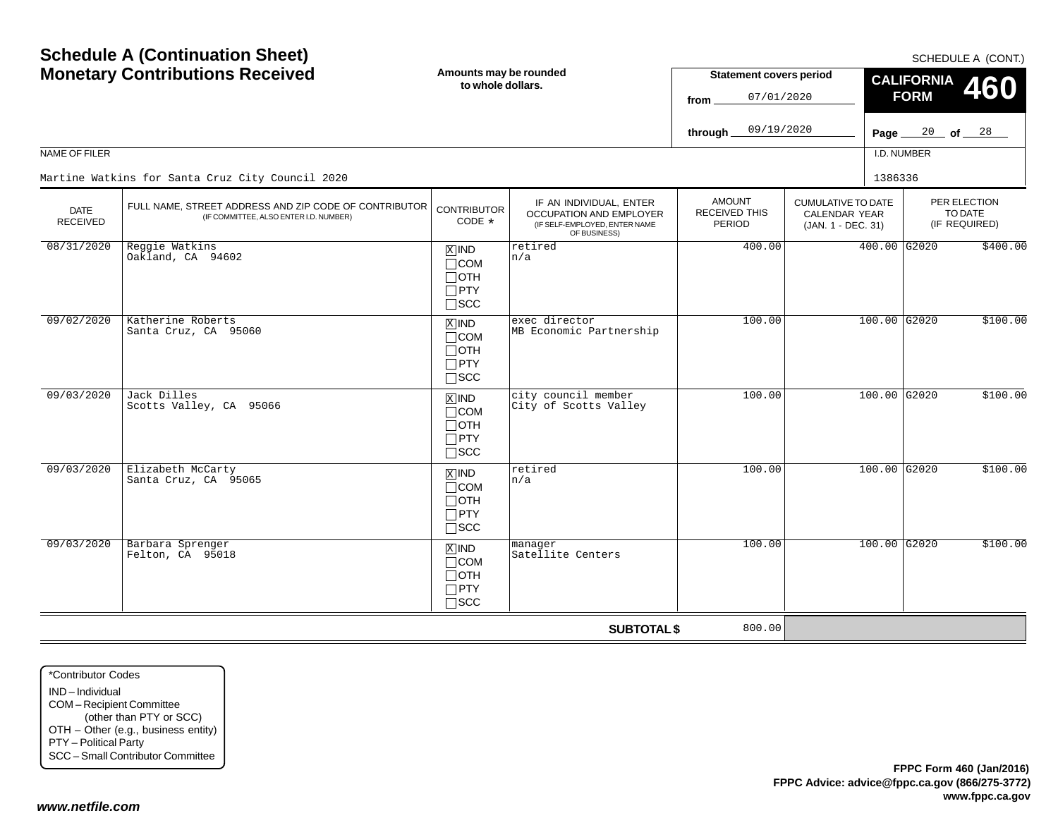# Schedule A (Continuation Sheet)
# Monetary Contributions Received

SCHEDULE A (CONT.)

**Amounts may be rounded to whole dollars.**

**Statement covers period**
from 07/01/2020
through 09/19/2020

**CALIFORNIA FORM 460**

Page 20 of 28

NAME OF FILER: Martine Watkins for Santa Cruz City Council 2020

I.D. NUMBER: 1386336

| DATE RECEIVED | FULL NAME, STREET ADDRESS AND ZIP CODE OF CONTRIBUTOR (IF COMMITTEE, ALSO ENTER I.D. NUMBER) | CONTRIBUTOR CODE * | IF AN INDIVIDUAL, ENTER OCCUPATION AND EMPLOYER (IF SELF-EMPLOYED, ENTER NAME OF BUSINESS) | AMOUNT RECEIVED THIS PERIOD | CUMULATIVE TO DATE CALENDAR YEAR (JAN. 1 - DEC. 31) | PER ELECTION TO DATE (IF REQUIRED) |
|---|---|---|---|---|---|---|
| 08/31/2020 | Reggie Watkins<br>Oakland, CA 94602 | [X] IND [ ] COM [ ] OTH [ ] PTY [ ] SCC | retired<br>n/a | 400.00 | 400.00 | G2020 $400.00 |
| 09/02/2020 | Katherine Roberts<br>Santa Cruz, CA 95060 | [X] IND [ ] COM [ ] OTH [ ] PTY [ ] SCC | exec director<br>MB Economic Partnership | 100.00 | 100.00 | G2020 $100.00 |
| 09/03/2020 | Jack Dilles<br>Scotts Valley, CA 95066 | [X] IND [ ] COM [ ] OTH [ ] PTY [ ] SCC | city council member<br>City of Scotts Valley | 100.00 | 100.00 | G2020 $100.00 |
| 09/03/2020 | Elizabeth McCarty<br>Santa Cruz, CA 95065 | [X] IND [ ] COM [ ] OTH [ ] PTY [ ] SCC | retired<br>n/a | 100.00 | 100.00 | G2020 $100.00 |
| 09/03/2020 | Barbara Sprenger<br>Felton, CA 95018 | [X] IND [ ] COM [ ] OTH [ ] PTY [ ] SCC | manager<br>Satellite Centers | 100.00 | 100.00 | G2020 $100.00 |
| | | | **SUBTOTAL $** | 800.00 | | |

*Contributor Codes
- IND – Individual
- COM – Recipient Committee (other than PTY or SCC)
- OTH – Other (e.g., business entity)
- PTY – Political Party
- SCC – Small Contributor Committee

**FPPC Form 460 (Jan/2016)**
**FPPC Advice: advice@fppc.ca.gov (866/275-3772)**
**www.fppc.ca.gov**

*www.netfile.com*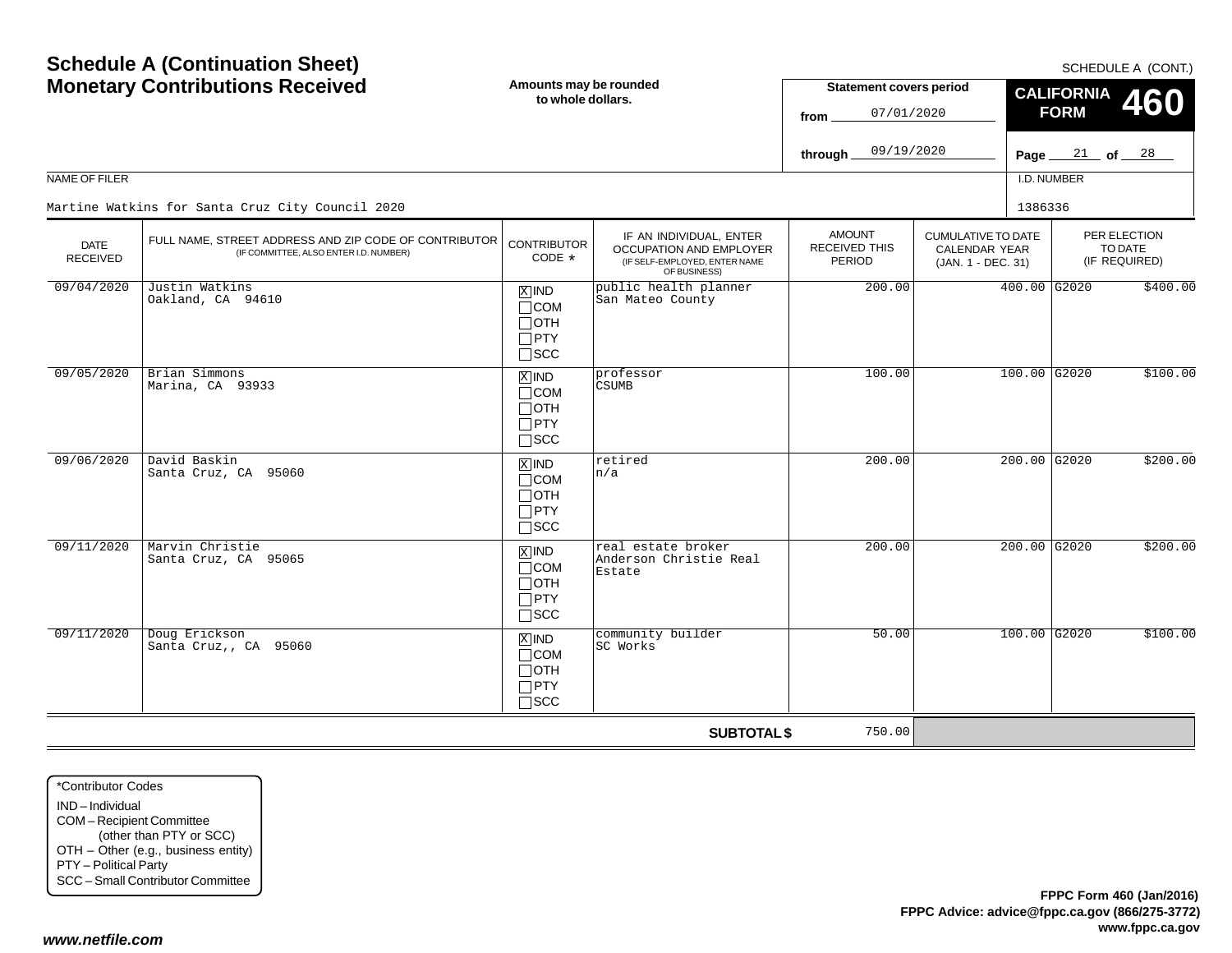# Schedule A (Continuation Sheet)
# Monetary Contributions Received

SCHEDULE A (CONT.)

**Amounts may be rounded to whole dollars.**

**Statement covers period**
from 07/01/2020
through 09/19/2020

**CALIFORNIA FORM 460**

Page 21 of 28

NAME OF FILER: Martine Watkins for Santa Cruz City Council 2020

I.D. NUMBER: 1386336

| DATE RECEIVED | FULL NAME, STREET ADDRESS AND ZIP CODE OF CONTRIBUTOR (IF COMMITTEE, ALSO ENTER I.D. NUMBER) | CONTRIBUTOR CODE * | IF AN INDIVIDUAL, ENTER OCCUPATION AND EMPLOYER (IF SELF-EMPLOYED, ENTER NAME OF BUSINESS) | AMOUNT RECEIVED THIS PERIOD | CUMULATIVE TO DATE CALENDAR YEAR (JAN. 1 - DEC. 31) | PER ELECTION TO DATE (IF REQUIRED) | |
|---|---|---|---|---|---|---|---|
| 09/04/2020 | Justin Watkins<br>Oakland, CA 94610 | [X] IND [ ] COM [ ] OTH [ ] PTY [ ] SCC | public health planner<br>San Mateo County | 200.00 | 400.00 | G2020 | $400.00 |
| 09/05/2020 | Brian Simmons<br>Marina, CA 93933 | [X] IND [ ] COM [ ] OTH [ ] PTY [ ] SCC | professor<br>CSUMB | 100.00 | 100.00 | G2020 | $100.00 |
| 09/06/2020 | David Baskin<br>Santa Cruz, CA 95060 | [X] IND [ ] COM [ ] OTH [ ] PTY [ ] SCC | retired<br>n/a | 200.00 | 200.00 | G2020 | $200.00 |
| 09/11/2020 | Marvin Christie<br>Santa Cruz, CA 95065 | [X] IND [ ] COM [ ] OTH [ ] PTY [ ] SCC | real estate broker<br>Anderson Christie Real Estate | 200.00 | 200.00 | G2020 | $200.00 |
| 09/11/2020 | Doug Erickson<br>Santa Cruz,, CA 95060 | [X] IND [ ] COM [ ] OTH [ ] PTY [ ] SCC | community builder<br>SC Works | 50.00 | 100.00 | G2020 | $100.00 |
| | | | **SUBTOTAL $** | 750.00 | | | |

*Contributor Codes
IND – Individual
COM – Recipient Committee (other than PTY or SCC)
OTH – Other (e.g., business entity)
PTY – Political Party
SCC – Small Contributor Committee

**FPPC Form 460 (Jan/2016)**
**FPPC Advice: advice@fppc.ca.gov (866/275-3772)**
**www.fppc.ca.gov**

*www.netfile.com*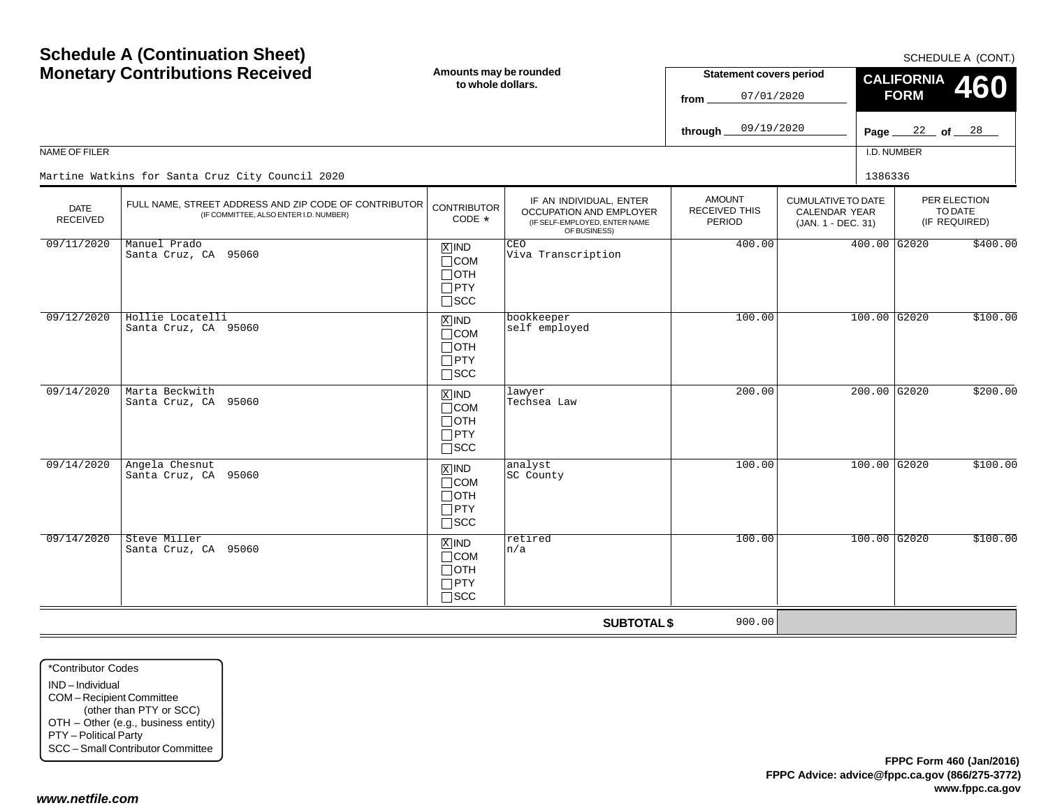# Schedule A (Continuation Sheet)
# Monetary Contributions Received

SCHEDULE A (CONT.)

Amounts may be rounded to whole dollars.

**Statement covers period**

from 07/01/2020

through 09/19/2020

**CALIFORNIA FORM 460**

NAME OF FILER

Martine Watkins for Santa Cruz City Council 2020

I.D. NUMBER

1386336

| DATE RECEIVED | FULL NAME, STREET ADDRESS AND ZIP CODE OF CONTRIBUTOR (IF COMMITTEE, ALSO ENTER I.D. NUMBER) | CONTRIBUTOR CODE * | IF AN INDIVIDUAL, ENTER OCCUPATION AND EMPLOYER (IF SELF-EMPLOYED, ENTER NAME OF BUSINESS) | AMOUNT RECEIVED THIS PERIOD | CUMULATIVE TO DATE CALENDAR YEAR (JAN. 1 - DEC. 31) | PER ELECTION TO DATE (IF REQUIRED) | |
|---|---|---|---|---|---|---|---|
| 09/11/2020 | Manuel Prado<br>Santa Cruz, CA 95060 | [X] IND<br>[ ] COM<br>[ ] OTH<br>[ ] PTY<br>[ ] SCC | CEO<br>Viva Transcription | 400.00 | 400.00 | G2020 | $400.00 |
| 09/12/2020 | Hollie Locatelli<br>Santa Cruz, CA 95060 | [X] IND<br>[ ] COM<br>[ ] OTH<br>[ ] PTY<br>[ ] SCC | bookkeeper<br>self employed | 100.00 | 100.00 | G2020 | $100.00 |
| 09/14/2020 | Marta Beckwith<br>Santa Cruz, CA 95060 | [X] IND<br>[ ] COM<br>[ ] OTH<br>[ ] PTY<br>[ ] SCC | lawyer<br>Techsea Law | 200.00 | 200.00 | G2020 | $200.00 |
| 09/14/2020 | Angela Chesnut<br>Santa Cruz, CA 95060 | [X] IND<br>[ ] COM<br>[ ] OTH<br>[ ] PTY<br>[ ] SCC | analyst<br>SC County | 100.00 | 100.00 | G2020 | $100.00 |
| 09/14/2020 | Steve Miller<br>Santa Cruz, CA 95060 | [X] IND<br>[ ] COM<br>[ ] OTH<br>[ ] PTY<br>[ ] SCC | retired<br>n/a | 100.00 | 100.00 | G2020 | $100.00 |
| | | | **SUBTOTAL $** | 900.00 | | | |

*Contributor Codes

- IND – Individual
- COM – Recipient Committee (other than PTY or SCC)
- OTH – Other (e.g., business entity)
- PTY – Political Party
- SCC – Small Contributor Committee

**FPPC Form 460 (Jan/2016)**
**FPPC Advice: advice@fppc.ca.gov (866/275-3772)**
**www.fppc.ca.gov**

***www.netfile.com***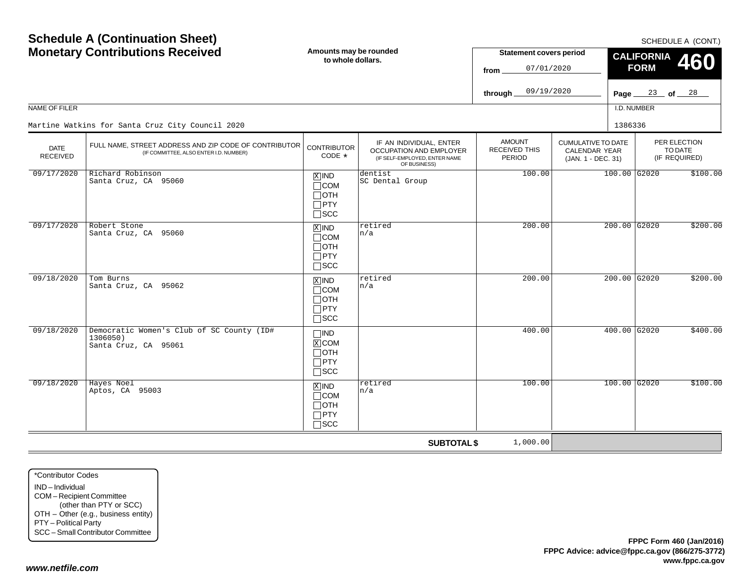# Schedule A (Continuation Sheet)
# Monetary Contributions Received

SCHEDULE A (CONT.)

Amounts may be rounded to whole dollars.

**CALIFORNIA FORM 460**

Statement covers period
from 07/01/2020
through 09/19/2020

Page 23 of 28

NAME OF FILER: Martine Watkins for Santa Cruz City Council 2020

I.D. NUMBER: 1386336

| DATE RECEIVED | FULL NAME, STREET ADDRESS AND ZIP CODE OF CONTRIBUTOR (IF COMMITTEE, ALSO ENTER I.D. NUMBER) | CONTRIBUTOR CODE * | IF AN INDIVIDUAL, ENTER OCCUPATION AND EMPLOYER (IF SELF-EMPLOYED, ENTER NAME OF BUSINESS) | AMOUNT RECEIVED THIS PERIOD | CUMULATIVE TO DATE CALENDAR YEAR (JAN. 1 - DEC. 31) | PER ELECTION TO DATE (IF REQUIRED) | |
|---|---|---|---|---|---|---|---|
| 09/17/2020 | Richard Robinson<br>Santa Cruz, CA 95060 | [X] IND [ ] COM [ ] OTH [ ] PTY [ ] SCC | dentist<br>SC Dental Group | 100.00 | 100.00 | G2020 | $100.00 |
| 09/17/2020 | Robert Stone<br>Santa Cruz, CA 95060 | [X] IND [ ] COM [ ] OTH [ ] PTY [ ] SCC | retired<br>n/a | 200.00 | 200.00 | G2020 | $200.00 |
| 09/18/2020 | Tom Burns<br>Santa Cruz, CA 95062 | [X] IND [ ] COM [ ] OTH [ ] PTY [ ] SCC | retired<br>n/a | 200.00 | 200.00 | G2020 | $200.00 |
| 09/18/2020 | Democratic Women's Club of SC County (ID# 1306050)<br>Santa Cruz, CA 95061 | [ ] IND [X] COM [ ] OTH [ ] PTY [ ] SCC | | 400.00 | 400.00 | G2020 | $400.00 |
| 09/18/2020 | Hayes Noel<br>Aptos, CA 95003 | [X] IND [ ] COM [ ] OTH [ ] PTY [ ] SCC | retired<br>n/a | 100.00 | 100.00 | G2020 | $100.00 |
| | | | **SUBTOTAL $** | 1,000.00 | | | |

*Contributor Codes
- IND – Individual
- COM – Recipient Committee (other than PTY or SCC)
- OTH – Other (e.g., business entity)
- PTY – Political Party
- SCC – Small Contributor Committee

**FPPC Form 460 (Jan/2016)**
**FPPC Advice: advice@fppc.ca.gov (866/275-3772)**
**www.fppc.ca.gov**

*www.netfile.com*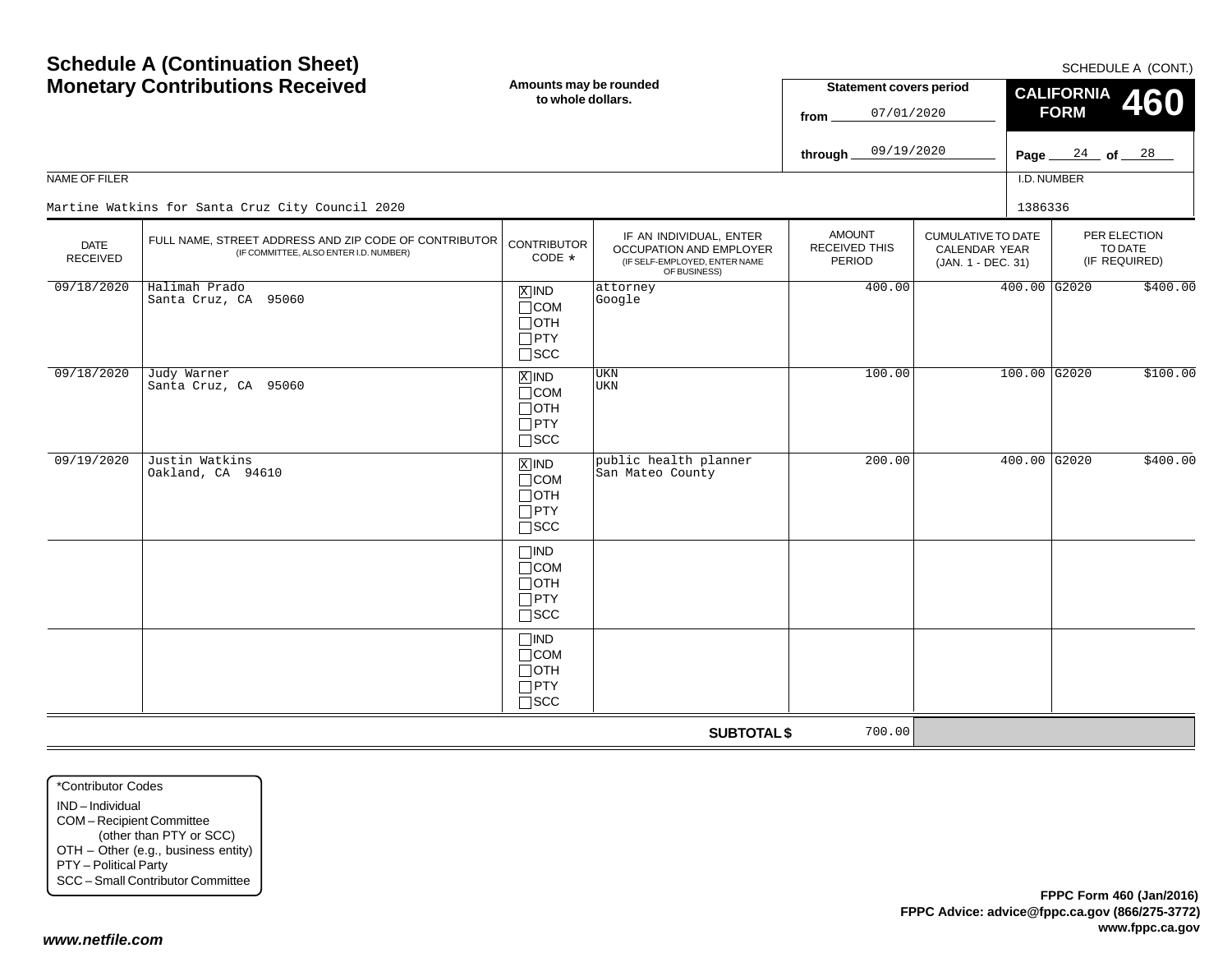# Schedule A (Continuation Sheet)
# Monetary Contributions Received

**Amounts may be rounded to whole dollars.**

SCHEDULE A (CONT.)

**CALIFORNIA FORM 460**

**Statement covers period**

from 07/01/2020

through 09/19/2020

Page 24 of 28

NAME OF FILER: Martine Watkins for Santa Cruz City Council 2020

I.D. NUMBER: 1386336

| DATE RECEIVED | FULL NAME, STREET ADDRESS AND ZIP CODE OF CONTRIBUTOR (IF COMMITTEE, ALSO ENTER I.D. NUMBER) | CONTRIBUTOR CODE * | IF AN INDIVIDUAL, ENTER OCCUPATION AND EMPLOYER (IF SELF-EMPLOYED, ENTER NAME OF BUSINESS) | AMOUNT RECEIVED THIS PERIOD | CUMULATIVE TO DATE CALENDAR YEAR (JAN. 1 - DEC. 31) | PER ELECTION TO DATE (IF REQUIRED) | |
|---|---|---|---|---|---|---|---|
| 09/18/2020 | Halimah Prado<br>Santa Cruz, CA 95060 | [X] IND<br>[ ] COM<br>[ ] OTH<br>[ ] PTY<br>[ ] SCC | attorney<br>Google | 400.00 | 400.00 | G2020 | $400.00 |
| 09/18/2020 | Judy Warner<br>Santa Cruz, CA 95060 | [X] IND<br>[ ] COM<br>[ ] OTH<br>[ ] PTY<br>[ ] SCC | UKN<br>UKN | 100.00 | 100.00 | G2020 | $100.00 |
| 09/19/2020 | Justin Watkins<br>Oakland, CA 94610 | [X] IND<br>[ ] COM<br>[ ] OTH<br>[ ] PTY<br>[ ] SCC | public health planner<br>San Mateo County | 200.00 | 400.00 | G2020 | $400.00 |
| | | [ ] IND<br>[ ] COM<br>[ ] OTH<br>[ ] PTY<br>[ ] SCC | | | | | |
| | | [ ] IND<br>[ ] COM<br>[ ] OTH<br>[ ] PTY<br>[ ] SCC | | | | | |
| | | | **SUBTOTAL $** | 700.00 | | | |

*Contributor Codes
IND – Individual
COM – Recipient Committee (other than PTY or SCC)
OTH – Other (e.g., business entity)
PTY – Political Party
SCC – Small Contributor Committee

**FPPC Form 460 (Jan/2016)**
**FPPC Advice: advice@fppc.ca.gov (866/275-3772)**
**www.fppc.ca.gov**

***www.netfile.com***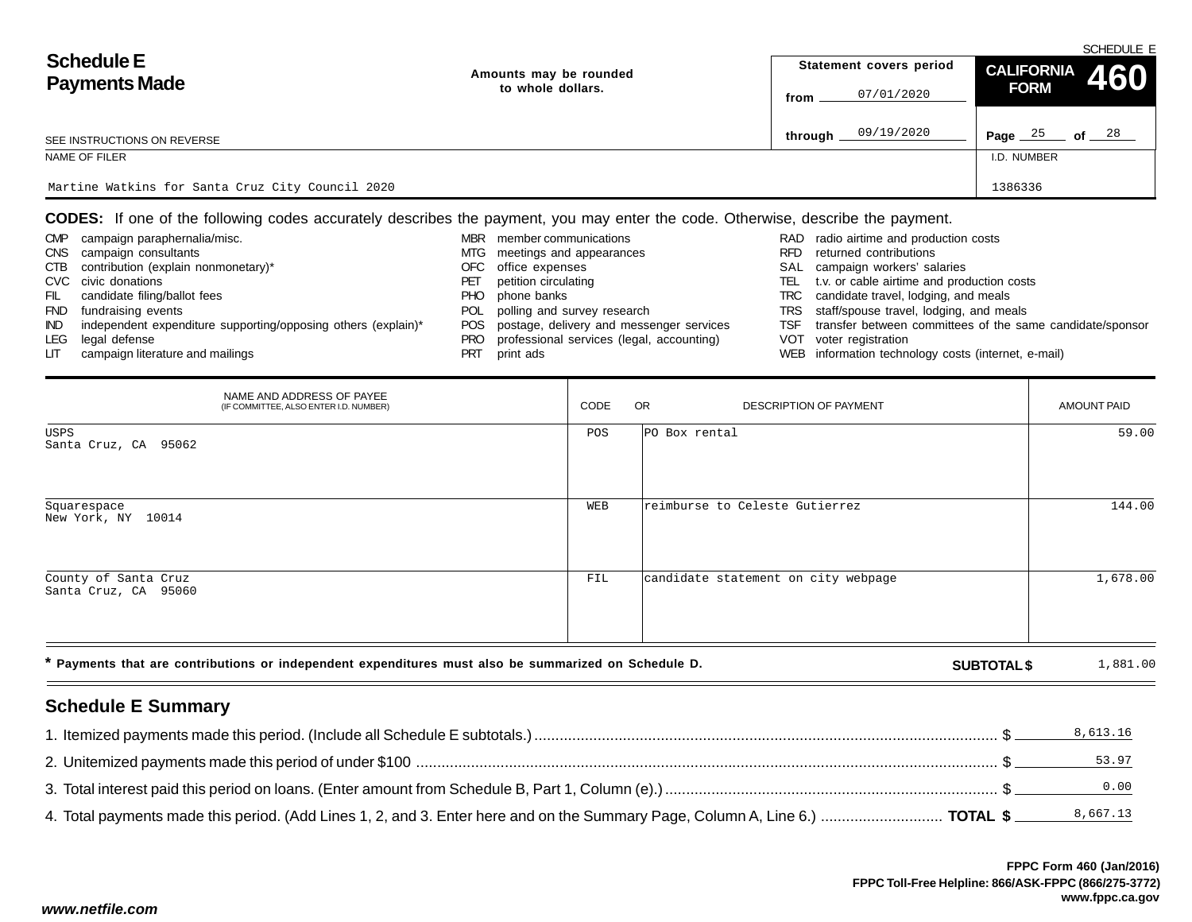SCHEDULE E

# Schedule E Payments Made

Amounts may be rounded to whole dollars.

**Statement covers period**

from 07/01/2020

through 09/19/2020

**CALIFORNIA FORM 460**

SEE INSTRUCTIONS ON REVERSE

NAME OF FILER: Martine Watkins for Santa Cruz City Council 2020

I.D. NUMBER: 1386336

**CODES:** If one of the following codes accurately describes the payment, you may enter the code. Otherwise, describe the payment.

- CMP campaign paraphernalia/misc.
- CNS campaign consultants
- CTB contribution (explain nonmonetary)*
- CVC civic donations
- FIL candidate filing/ballot fees
- FND fundraising events
- IND independent expenditure supporting/opposing others (explain)*
- LEG legal defense
- LIT campaign literature and mailings
- MBR member communications
- MTG meetings and appearances
- OFC office expenses
- PET petition circulating
- PHO phone banks
- POL polling and survey research
- POS postage, delivery and messenger services
- PRO professional services (legal, accounting)
- PRT print ads
- RAD radio airtime and production costs
- RFD returned contributions
- SAL campaign workers' salaries
- TEL t.v. or cable airtime and production costs
- TRC candidate travel, lodging, and meals
- TRS staff/spouse travel, lodging, and meals
- TSF transfer between committees of the same candidate/sponsor
- VOT voter registration
- WEB information technology costs (internet, e-mail)

| NAME AND ADDRESS OF PAYEE (IF COMMITTEE, ALSO ENTER I.D. NUMBER) | CODE | OR DESCRIPTION OF PAYMENT | AMOUNT PAID |
|---|---|---|---|
| USPS<br>Santa Cruz, CA 95062 | POS | PO Box rental | 59.00 |
| Squarespace<br>New York, NY 10014 | WEB | reimburse to Celeste Gutierrez | 144.00 |
| County of Santa Cruz<br>Santa Cruz, CA 95060 | FIL | candidate statement on city webpage | 1,678.00 |

* Payments that are contributions or independent expenditures must also be summarized on Schedule D.

**SUBTOTAL $** 1,881.00

## Schedule E Summary

1. Itemized payments made this period. (Include all Schedule E subtotals.) $ 8,613.16
2. Unitemized payments made this period of under $100 $ 53.97
3. Total interest paid this period on loans. (Enter amount from Schedule B, Part 1, Column (e).) $ 0.00
4. Total payments made this period. (Add Lines 1, 2, and 3. Enter here and on the Summary Page, Column A, Line 6.) **TOTAL $** 8,667.13

FPPC Form 460 (Jan/2016)
FPPC Toll-Free Helpline: 866/ASK-FPPC (866/275-3772)
www.fppc.ca.gov

*www.netfile.com*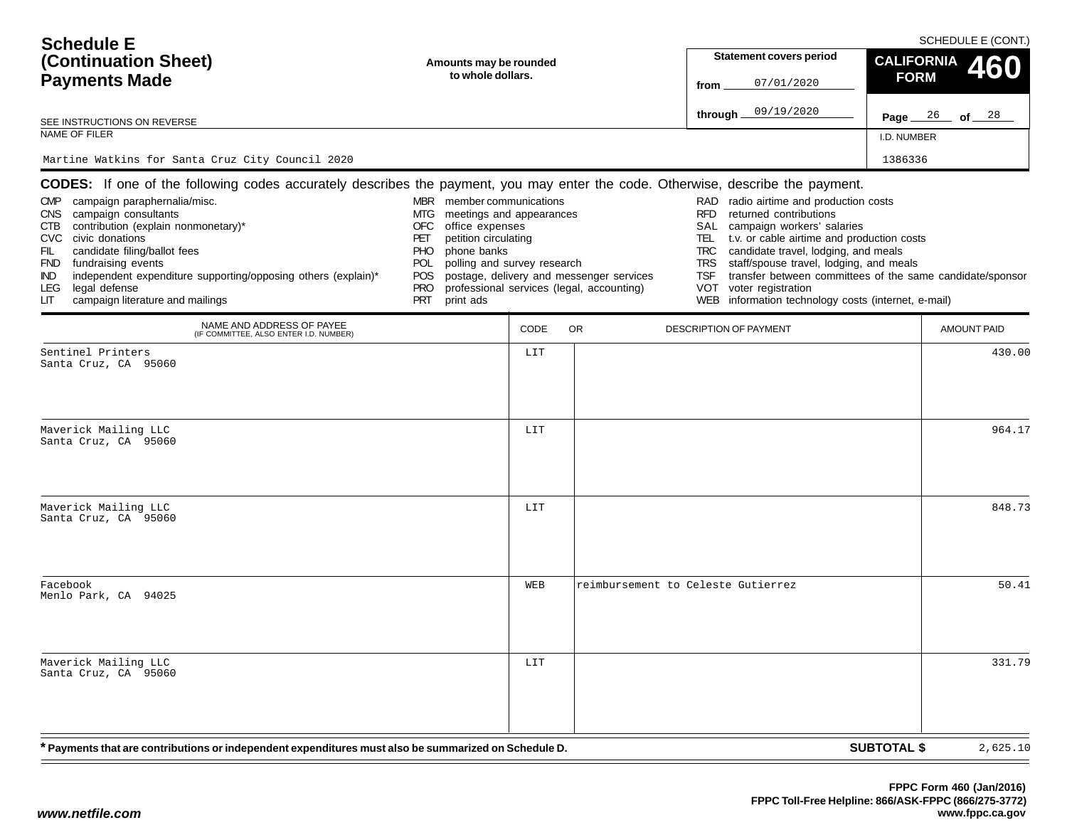# Schedule E (Continuation Sheet) Payments Made

SCHEDULE E (CONT.)

**Amounts may be rounded to whole dollars.**

| Statement covers period | |
|---|---|
| from | 07/01/2020 |
| through | 09/19/2020 |

**CALIFORNIA FORM 460**

Page 26 of 28

SEE INSTRUCTIONS ON REVERSE

NAME OF FILER: Martine Watkins for Santa Cruz City Council 2020

I.D. NUMBER: 1386336

**CODES:** If one of the following codes accurately describes the payment, you may enter the code. Otherwise, describe the payment.

- CMP campaign paraphernalia/misc.
- CNS campaign consultants
- CTB contribution (explain nonmonetary)*
- CVC civic donations
- FIL candidate filing/ballot fees
- FND fundraising events
- IND independent expenditure supporting/opposing others (explain)*
- LEG legal defense
- LIT campaign literature and mailings
- MBR member communications
- MTG meetings and appearances
- OFC office expenses
- PET petition circulating
- PHO phone banks
- POL polling and survey research
- POS postage, delivery and messenger services
- PRO professional services (legal, accounting)
- PRT print ads
- RAD radio airtime and production costs
- RFD returned contributions
- SAL campaign workers' salaries
- TEL t.v. or cable airtime and production costs
- TRC candidate travel, lodging, and meals
- TRS staff/spouse travel, lodging, and meals
- TSF transfer between committees of the same candidate/sponsor
- VOT voter registration
- WEB information technology costs (internet, e-mail)

| NAME AND ADDRESS OF PAYEE (IF COMMITTEE, ALSO ENTER I.D. NUMBER) | CODE | DESCRIPTION OF PAYMENT | AMOUNT PAID |
|---|---|---|---|
| Sentinel Printers<br>Santa Cruz, CA 95060 | LIT | | 430.00 |
| Maverick Mailing LLC<br>Santa Cruz, CA 95060 | LIT | | 964.17 |
| Maverick Mailing LLC<br>Santa Cruz, CA 95060 | LIT | | 848.73 |
| Facebook<br>Menlo Park, CA 94025 | WEB | reimbursement to Celeste Gutierrez | 50.41 |
| Maverick Mailing LLC<br>Santa Cruz, CA 95060 | LIT | | 331.79 |

**\* Payments that are contributions or independent expenditures must also be summarized on Schedule D.**

**SUBTOTAL $** 2,625.10

FPPC Form 460 (Jan/2016)
FPPC Toll-Free Helpline: 866/ASK-FPPC (866/275-3772)
www.fppc.ca.gov

www.netfile.com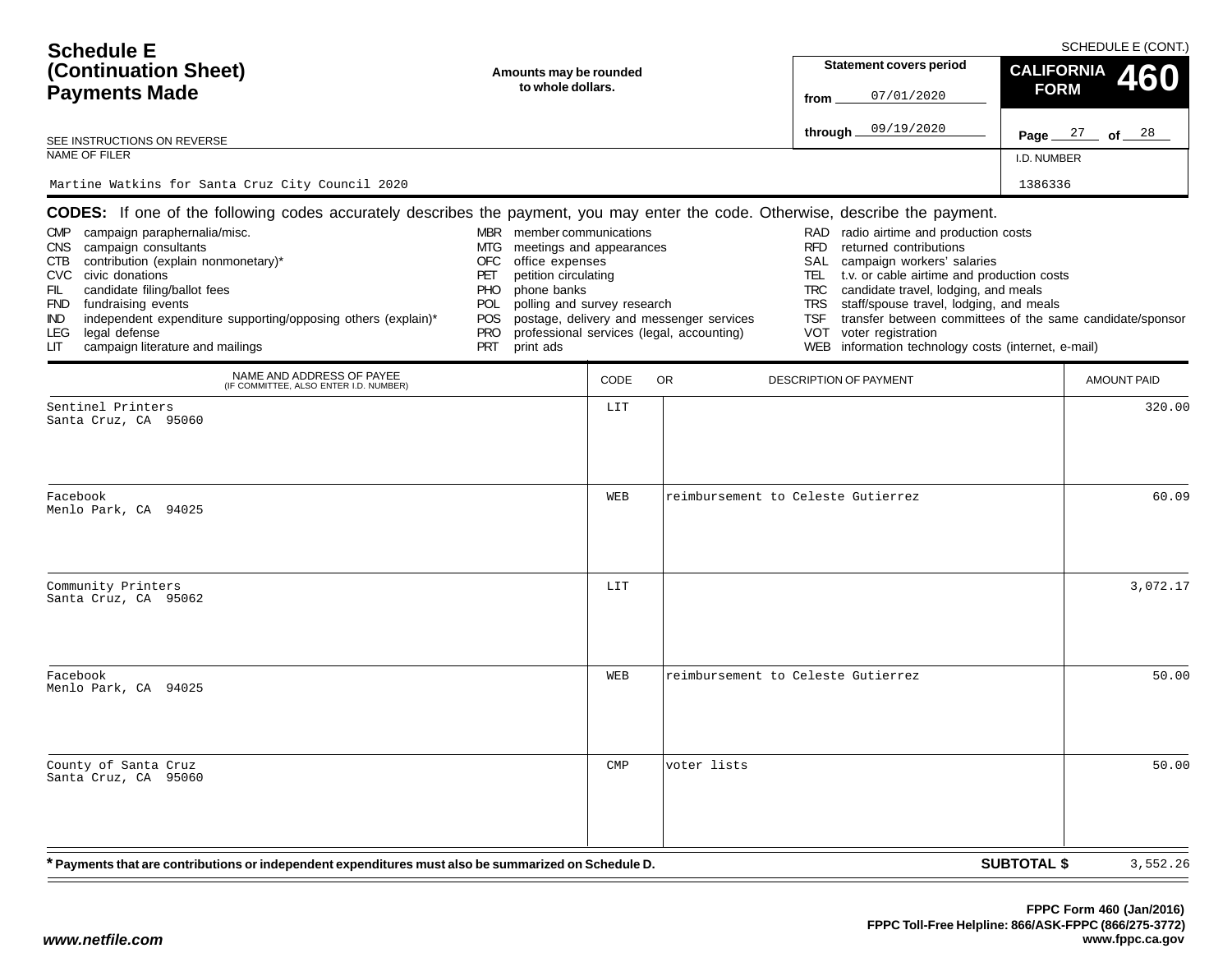# Schedule E (Continuation Sheet) Payments Made

SCHEDULE E (CONT.)

**Amounts may be rounded to whole dollars.**

**Statement covers period**

from 07/01/2020

through 09/19/2020

**CALIFORNIA FORM 460**

Page 27 of 28

SEE INSTRUCTIONS ON REVERSE

NAME OF FILER: Martine Watkins for Santa Cruz City Council 2020

I.D. NUMBER: 1386336

**CODES:** If one of the following codes accurately describes the payment, you may enter the code. Otherwise, describe the payment.

- CMP campaign paraphernalia/misc.
- CNS campaign consultants
- CTB contribution (explain nonmonetary)*
- CVC civic donations
- FIL candidate filing/ballot fees
- FND fundraising events
- IND independent expenditure supporting/opposing others (explain)*
- LEG legal defense
- LIT campaign literature and mailings
- MBR member communications
- MTG meetings and appearances
- OFC office expenses
- PET petition circulating
- PHO phone banks
- POL polling and survey research
- POS postage, delivery and messenger services
- PRO professional services (legal, accounting)
- PRT print ads
- RAD radio airtime and production costs
- RFD returned contributions
- SAL campaign workers' salaries
- TEL t.v. or cable airtime and production costs
- TRC candidate travel, lodging, and meals
- TRS staff/spouse travel, lodging, and meals
- TSF transfer between committees of the same candidate/sponsor
- VOT voter registration
- WEB information technology costs (internet, e-mail)

| NAME AND ADDRESS OF PAYEE (IF COMMITTEE, ALSO ENTER I.D. NUMBER) | CODE | OR DESCRIPTION OF PAYMENT | AMOUNT PAID |
|---|---|---|---|
| Sentinel Printers<br>Santa Cruz, CA 95060 | LIT | | 320.00 |
| Facebook<br>Menlo Park, CA 94025 | WEB | reimbursement to Celeste Gutierrez | 60.09 |
| Community Printers<br>Santa Cruz, CA 95062 | LIT | | 3,072.17 |
| Facebook<br>Menlo Park, CA 94025 | WEB | reimbursement to Celeste Gutierrez | 50.00 |
| County of Santa Cruz<br>Santa Cruz, CA 95060 | CMP | voter lists | 50.00 |

**\* Payments that are contributions or independent expenditures must also be summarized on Schedule D.**

**SUBTOTAL $** 3,552.26

*www.netfile.com*

**FPPC Form 460 (Jan/2016)**
**FPPC Toll-Free Helpline: 866/ASK-FPPC (866/275-3772)**
**www.fppc.ca.gov**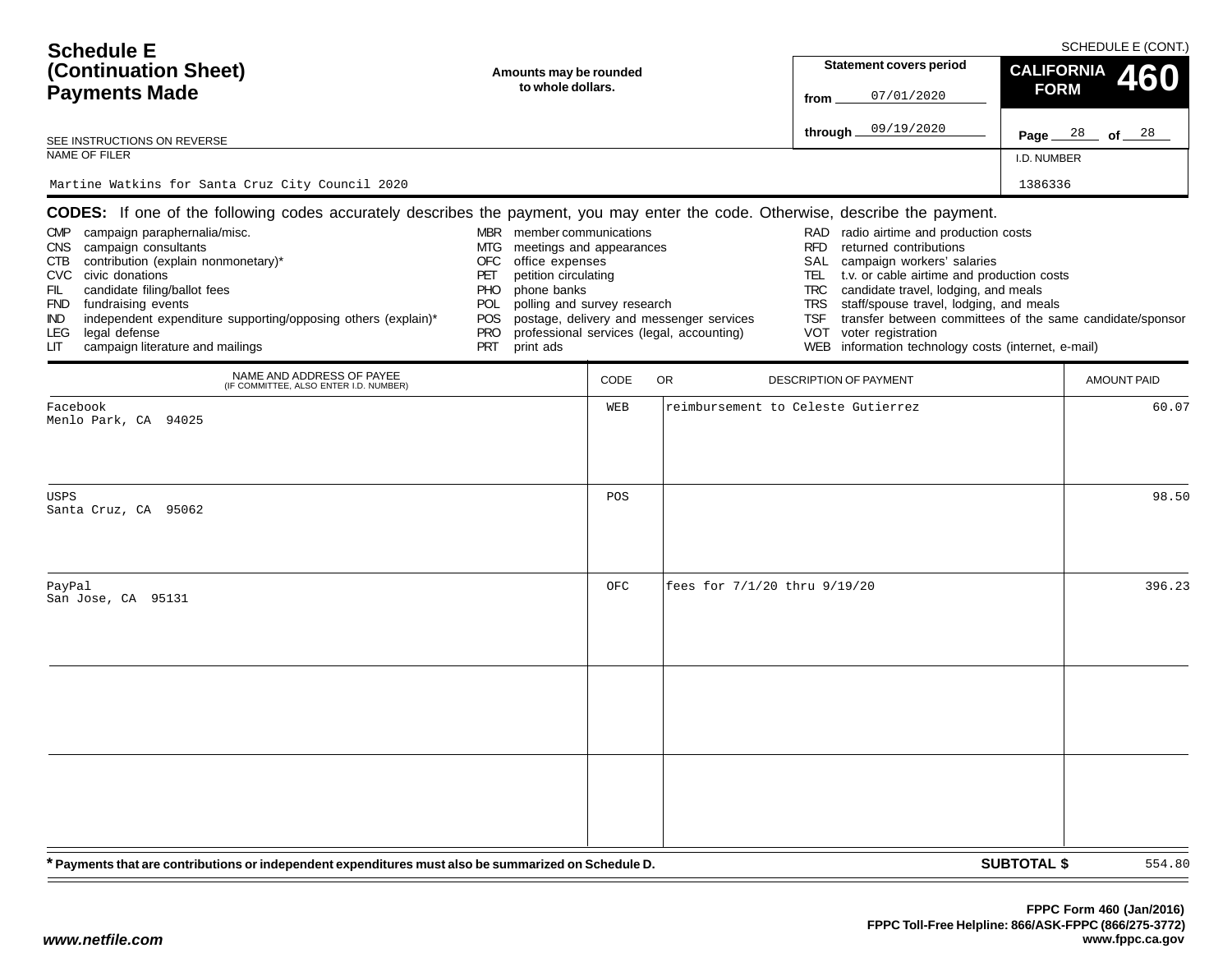# Schedule E (Continuation Sheet) Payments Made

SCHEDULE E (CONT.)

**Amounts may be rounded to whole dollars.**

**Statement covers period**

from 07/01/2020

through 09/19/2020

**CALIFORNIA FORM 460**

Page 28 of 28

SEE INSTRUCTIONS ON REVERSE

NAME OF FILER: Martine Watkins for Santa Cruz City Council 2020

I.D. NUMBER: 1386336

**CODES:** If one of the following codes accurately describes the payment, you may enter the code. Otherwise, describe the payment.

- CMP campaign paraphernalia/misc.
- CNS campaign consultants
- CTB contribution (explain nonmonetary)*
- CVC civic donations
- FIL candidate filing/ballot fees
- FND fundraising events
- IND independent expenditure supporting/opposing others (explain)*
- LEG legal defense
- LIT campaign literature and mailings
- MBR member communications
- MTG meetings and appearances
- OFC office expenses
- PET petition circulating
- PHO phone banks
- POL polling and survey research
- POS postage, delivery and messenger services
- PRO professional services (legal, accounting)
- PRT print ads
- RAD radio airtime and production costs
- RFD returned contributions
- SAL campaign workers' salaries
- TEL t.v. or cable airtime and production costs
- TRC candidate travel, lodging, and meals
- TRS staff/spouse travel, lodging, and meals
- TSF transfer between committees of the same candidate/sponsor
- VOT voter registration
- WEB information technology costs (internet, e-mail)

| NAME AND ADDRESS OF PAYEE (IF COMMITTEE, ALSO ENTER I.D. NUMBER) | CODE | OR DESCRIPTION OF PAYMENT | AMOUNT PAID |
|---|---|---|---|
| Facebook<br>Menlo Park, CA 94025 | WEB | reimbursement to Celeste Gutierrez | 60.07 |
| USPS<br>Santa Cruz, CA 95062 | POS | | 98.50 |
| PayPal<br>San Jose, CA 95131 | OFC | fees for 7/1/20 thru 9/19/20 | 396.23 |
| | | | |
| | | | |

**\* Payments that are contributions or independent expenditures must also be summarized on Schedule D.**

**SUBTOTAL $** 554.80

FPPC Form 460 (Jan/2016)
FPPC Toll-Free Helpline: 866/ASK-FPPC (866/275-3772)
www.fppc.ca.gov

*www.netfile.com*